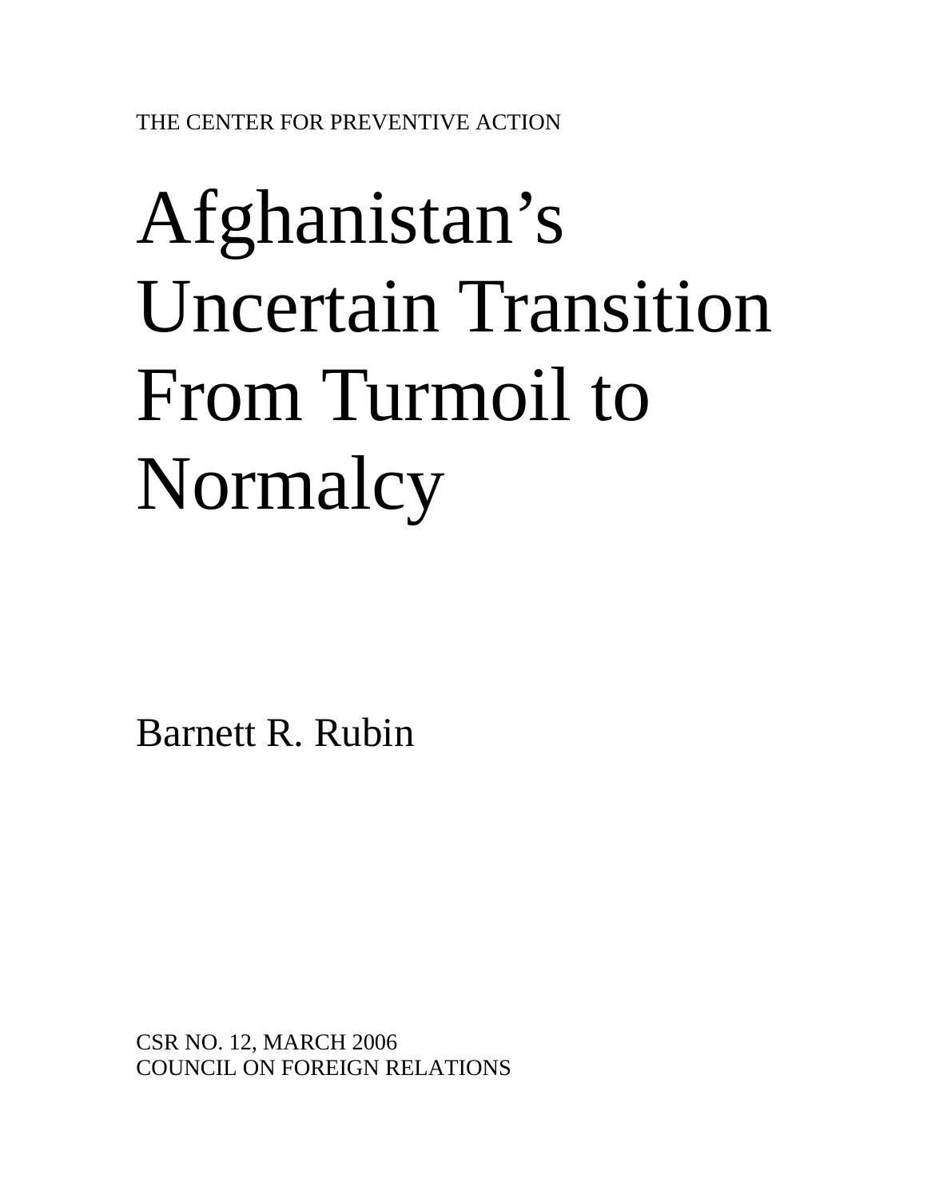THE CENTER FOR PREVENTIVE ACTION

# Afghanistan's Uncertain Transition From Turmoil to Normalcy

Barnett R. Rubin

CSR NO. 12, MARCH 2006
COUNCIL ON FOREIGN RELATIONS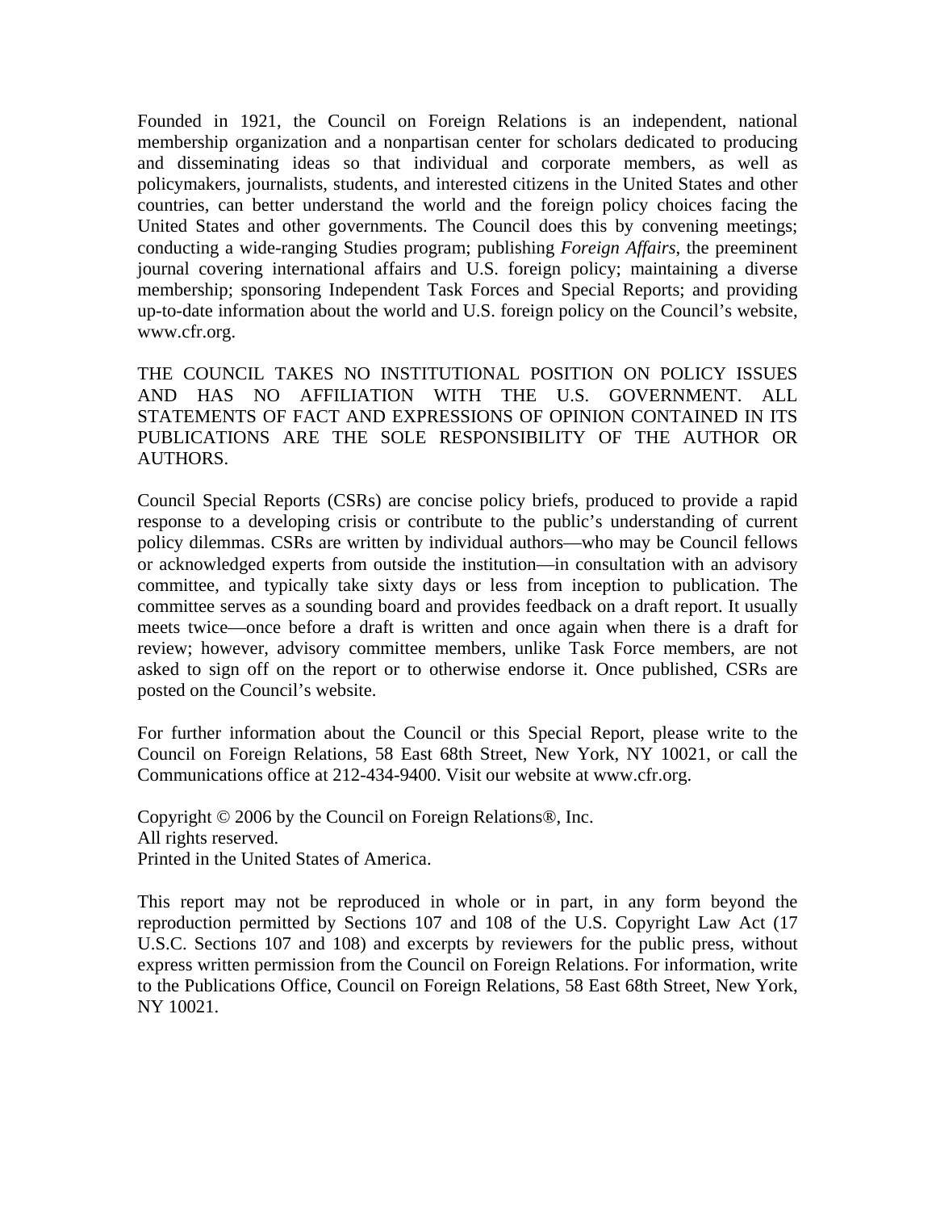Founded in 1921, the Council on Foreign Relations is an independent, national membership organization and a nonpartisan center for scholars dedicated to producing and disseminating ideas so that individual and corporate members, as well as policymakers, journalists, students, and interested citizens in the United States and other countries, can better understand the world and the foreign policy choices facing the United States and other governments. The Council does this by convening meetings; conducting a wide-ranging Studies program; publishing *Foreign Affairs*, the preeminent journal covering international affairs and U.S. foreign policy; maintaining a diverse membership; sponsoring Independent Task Forces and Special Reports; and providing up-to-date information about the world and U.S. foreign policy on the Council's website, www.cfr.org.

THE COUNCIL TAKES NO INSTITUTIONAL POSITION ON POLICY ISSUES AND HAS NO AFFILIATION WITH THE U.S. GOVERNMENT. ALL STATEMENTS OF FACT AND EXPRESSIONS OF OPINION CONTAINED IN ITS PUBLICATIONS ARE THE SOLE RESPONSIBILITY OF THE AUTHOR OR AUTHORS.

Council Special Reports (CSRs) are concise policy briefs, produced to provide a rapid response to a developing crisis or contribute to the public's understanding of current policy dilemmas. CSRs are written by individual authors—who may be Council fellows or acknowledged experts from outside the institution—in consultation with an advisory committee, and typically take sixty days or less from inception to publication. The committee serves as a sounding board and provides feedback on a draft report. It usually meets twice—once before a draft is written and once again when there is a draft for review; however, advisory committee members, unlike Task Force members, are not asked to sign off on the report or to otherwise endorse it. Once published, CSRs are posted on the Council's website.

For further information about the Council or this Special Report, please write to the Council on Foreign Relations, 58 East 68th Street, New York, NY 10021, or call the Communications office at 212-434-9400. Visit our website at www.cfr.org.

Copyright © 2006 by the Council on Foreign Relations®, Inc.
All rights reserved.
Printed in the United States of America.

This report may not be reproduced in whole or in part, in any form beyond the reproduction permitted by Sections 107 and 108 of the U.S. Copyright Law Act (17 U.S.C. Sections 107 and 108) and excerpts by reviewers for the public press, without express written permission from the Council on Foreign Relations. For information, write to the Publications Office, Council on Foreign Relations, 58 East 68th Street, New York, NY 10021.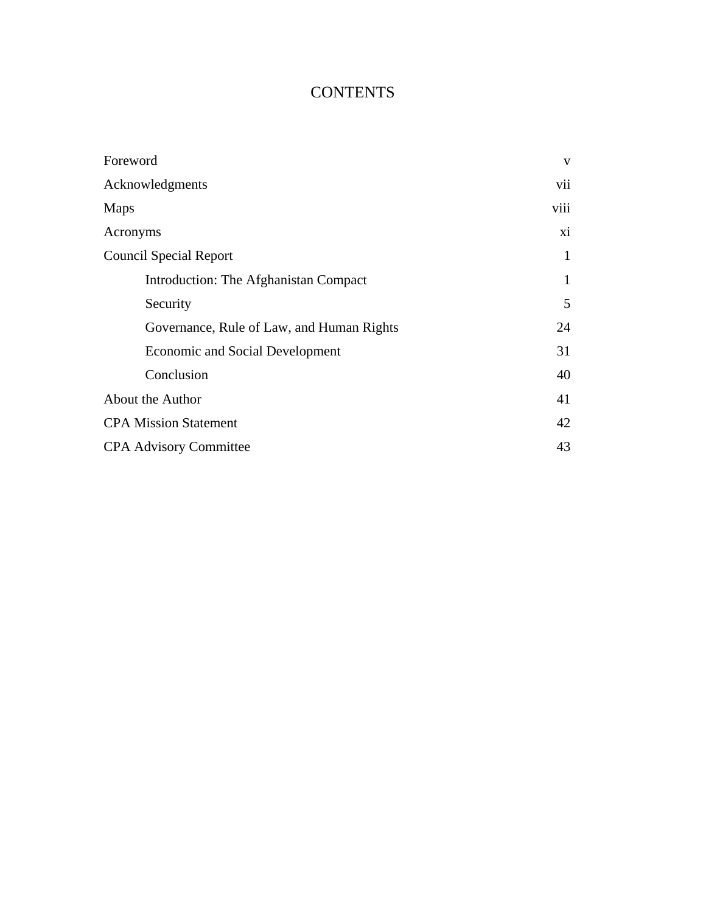# CONTENTS

| | |
|---|---|
| Foreword | v |
| Acknowledgments | vii |
| Maps | viii |
| Acronyms | xi |
| Council Special Report | 1 |
| Introduction: The Afghanistan Compact | 1 |
| Security | 5 |
| Governance, Rule of Law, and Human Rights | 24 |
| Economic and Social Development | 31 |
| Conclusion | 40 |
| About the Author | 41 |
| CPA Mission Statement | 42 |
| CPA Advisory Committee | 43 |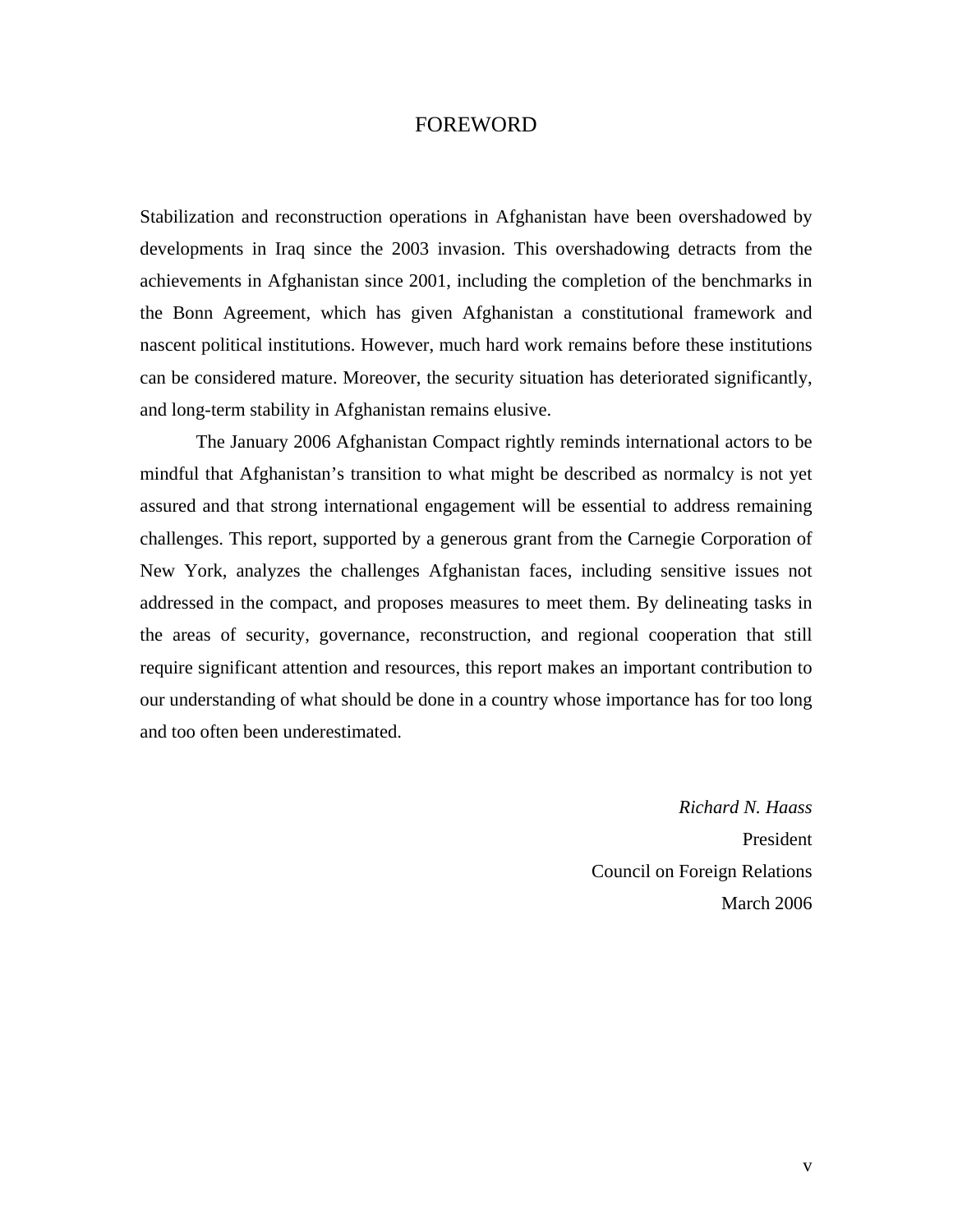# FOREWORD

Stabilization and reconstruction operations in Afghanistan have been overshadowed by developments in Iraq since the 2003 invasion. This overshadowing detracts from the achievements in Afghanistan since 2001, including the completion of the benchmarks in the Bonn Agreement, which has given Afghanistan a constitutional framework and nascent political institutions. However, much hard work remains before these institutions can be considered mature. Moreover, the security situation has deteriorated significantly, and long-term stability in Afghanistan remains elusive.

The January 2006 Afghanistan Compact rightly reminds international actors to be mindful that Afghanistan's transition to what might be described as normalcy is not yet assured and that strong international engagement will be essential to address remaining challenges. This report, supported by a generous grant from the Carnegie Corporation of New York, analyzes the challenges Afghanistan faces, including sensitive issues not addressed in the compact, and proposes measures to meet them. By delineating tasks in the areas of security, governance, reconstruction, and regional cooperation that still require significant attention and resources, this report makes an important contribution to our understanding of what should be done in a country whose importance has for too long and too often been underestimated.

*Richard N. Haass*
President
Council on Foreign Relations
March 2006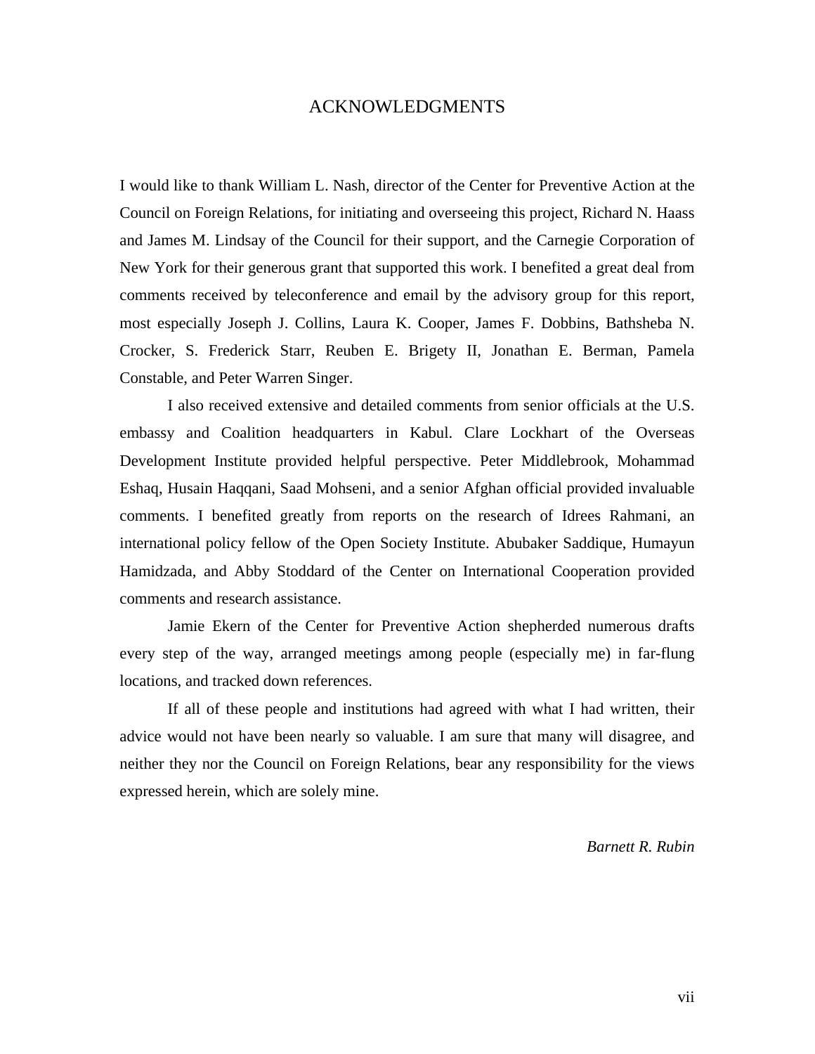# ACKNOWLEDGMENTS

I would like to thank William L. Nash, director of the Center for Preventive Action at the Council on Foreign Relations, for initiating and overseeing this project, Richard N. Haass and James M. Lindsay of the Council for their support, and the Carnegie Corporation of New York for their generous grant that supported this work. I benefited a great deal from comments received by teleconference and email by the advisory group for this report, most especially Joseph J. Collins, Laura K. Cooper, James F. Dobbins, Bathsheba N. Crocker, S. Frederick Starr, Reuben E. Brigety II, Jonathan E. Berman, Pamela Constable, and Peter Warren Singer.

I also received extensive and detailed comments from senior officials at the U.S. embassy and Coalition headquarters in Kabul. Clare Lockhart of the Overseas Development Institute provided helpful perspective. Peter Middlebrook, Mohammad Eshaq, Husain Haqqani, Saad Mohseni, and a senior Afghan official provided invaluable comments. I benefited greatly from reports on the research of Idrees Rahmani, an international policy fellow of the Open Society Institute. Abubaker Saddique, Humayun Hamidzada, and Abby Stoddard of the Center on International Cooperation provided comments and research assistance.

Jamie Ekern of the Center for Preventive Action shepherded numerous drafts every step of the way, arranged meetings among people (especially me) in far-flung locations, and tracked down references.

If all of these people and institutions had agreed with what I had written, their advice would not have been nearly so valuable. I am sure that many will disagree, and neither they nor the Council on Foreign Relations, bear any responsibility for the views expressed herein, which are solely mine.

*Barnett R. Rubin*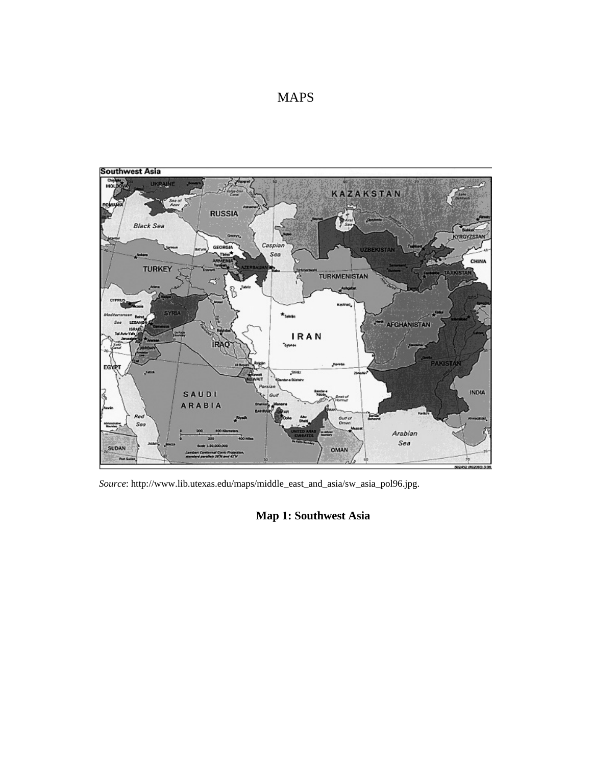# MAPS

*Source*: http://www.lib.utexas.edu/maps/middle_east_and_asia/sw_asia_pol96.jpg.

**Map 1: Southwest Asia**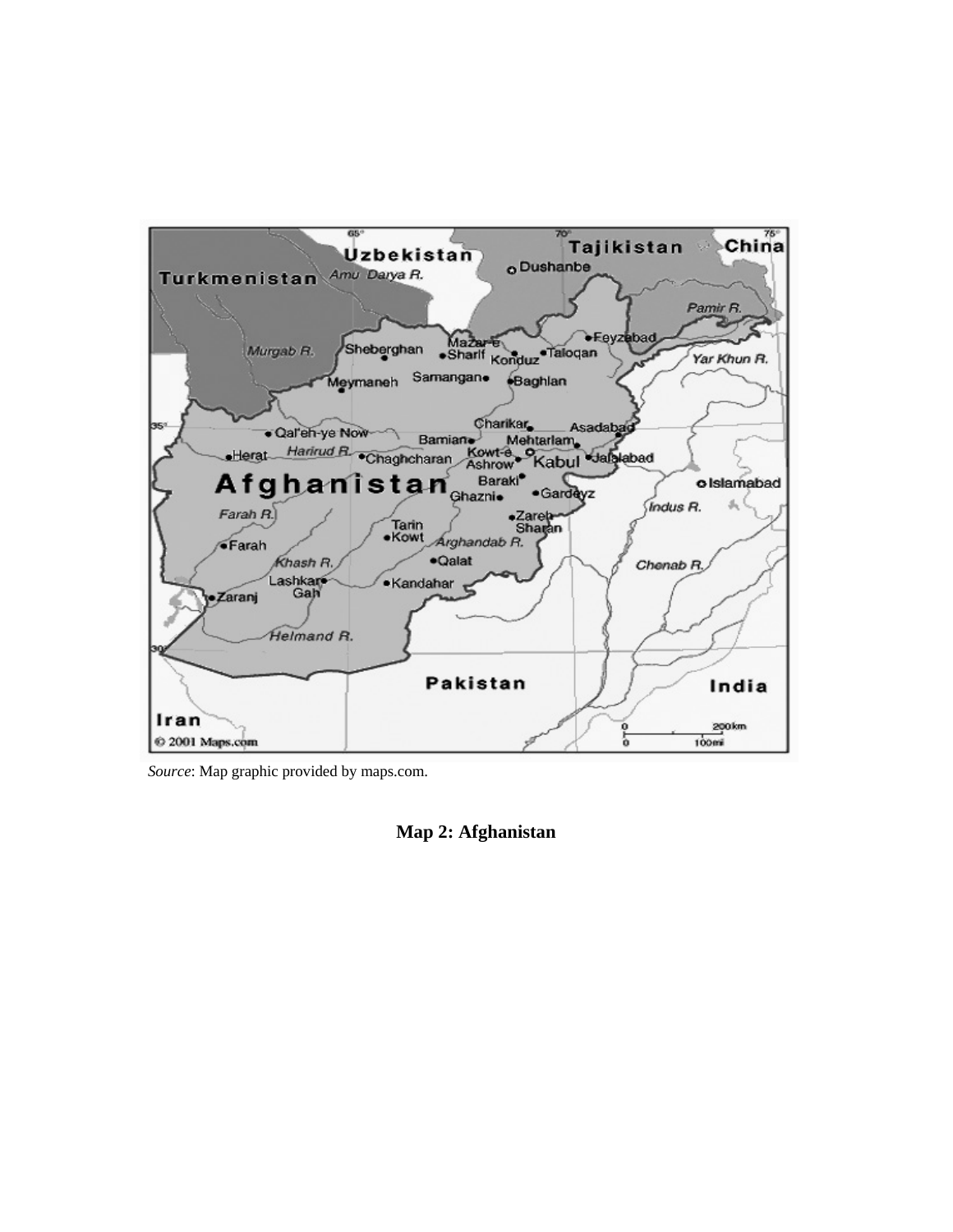*Source*: Map graphic provided by maps.com.

**Map 2: Afghanistan**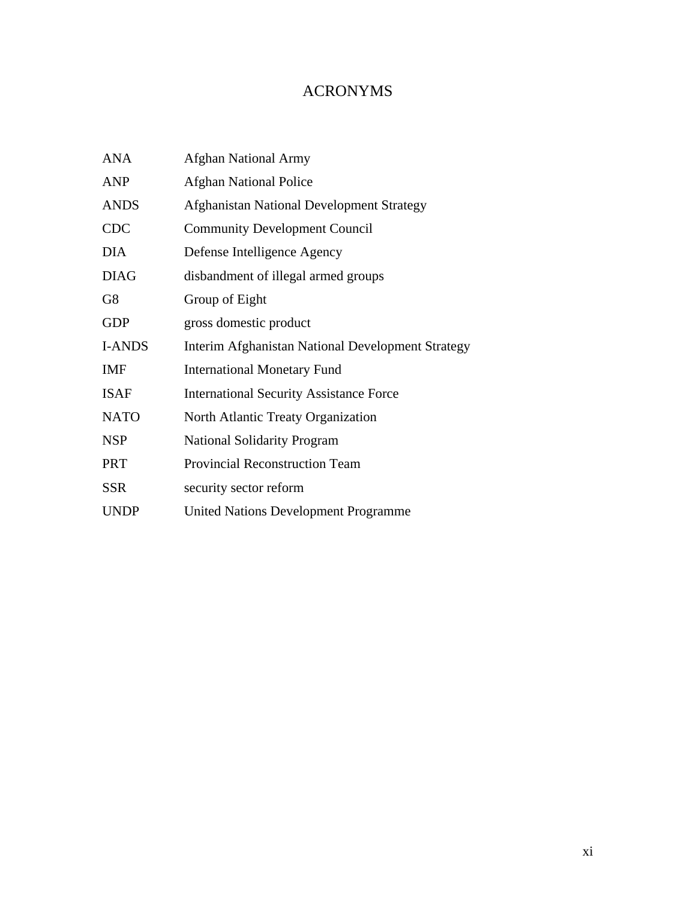# ACRONYMS

| | |
|---|---|
| ANA | Afghan National Army |
| ANP | Afghan National Police |
| ANDS | Afghanistan National Development Strategy |
| CDC | Community Development Council |
| DIA | Defense Intelligence Agency |
| DIAG | disbandment of illegal armed groups |
| G8 | Group of Eight |
| GDP | gross domestic product |
| I-ANDS | Interim Afghanistan National Development Strategy |
| IMF | International Monetary Fund |
| ISAF | International Security Assistance Force |
| NATO | North Atlantic Treaty Organization |
| NSP | National Solidarity Program |
| PRT | Provincial Reconstruction Team |
| SSR | security sector reform |
| UNDP | United Nations Development Programme |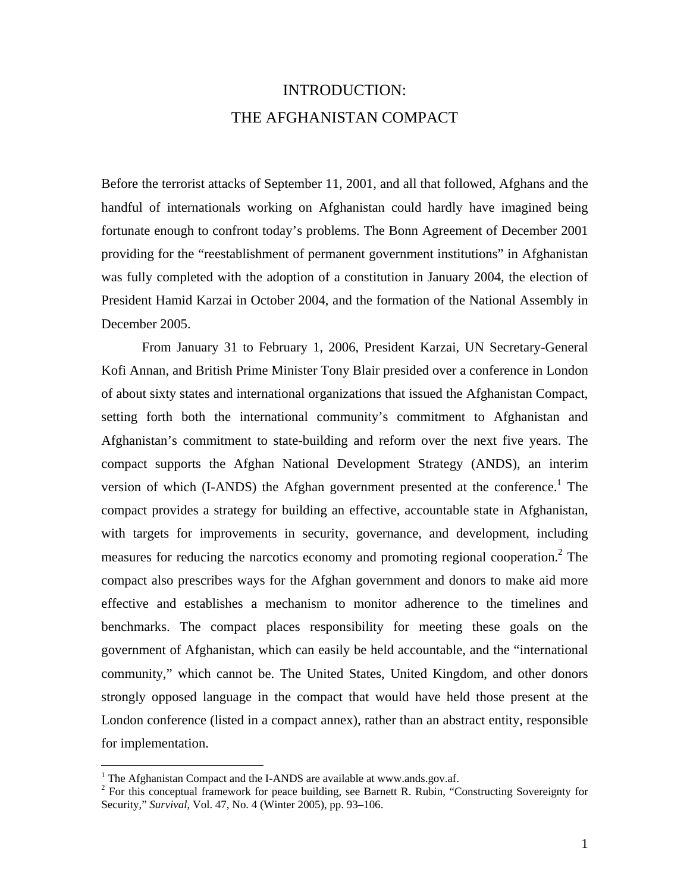# INTRODUCTION:
# THE AFGHANISTAN COMPACT

Before the terrorist attacks of September 11, 2001, and all that followed, Afghans and the handful of internationals working on Afghanistan could hardly have imagined being fortunate enough to confront today's problems. The Bonn Agreement of December 2001 providing for the "reestablishment of permanent government institutions" in Afghanistan was fully completed with the adoption of a constitution in January 2004, the election of President Hamid Karzai in October 2004, and the formation of the National Assembly in December 2005.

From January 31 to February 1, 2006, President Karzai, UN Secretary-General Kofi Annan, and British Prime Minister Tony Blair presided over a conference in London of about sixty states and international organizations that issued the Afghanistan Compact, setting forth both the international community's commitment to Afghanistan and Afghanistan's commitment to state-building and reform over the next five years. The compact supports the Afghan National Development Strategy (ANDS), an interim version of which (I-ANDS) the Afghan government presented at the conference.[1] The compact provides a strategy for building an effective, accountable state in Afghanistan, with targets for improvements in security, governance, and development, including measures for reducing the narcotics economy and promoting regional cooperation.[2] The compact also prescribes ways for the Afghan government and donors to make aid more effective and establishes a mechanism to monitor adherence to the timelines and benchmarks. The compact places responsibility for meeting these goals on the government of Afghanistan, which can easily be held accountable, and the "international community," which cannot be. The United States, United Kingdom, and other donors strongly opposed language in the compact that would have held those present at the London conference (listed in a compact annex), rather than an abstract entity, responsible for implementation.

---

[1] The Afghanistan Compact and the I-ANDS are available at www.ands.gov.af.

[2] For this conceptual framework for peace building, see Barnett R. Rubin, "Constructing Sovereignty for Security," *Survival*, Vol. 47, No. 4 (Winter 2005), pp. 93–106.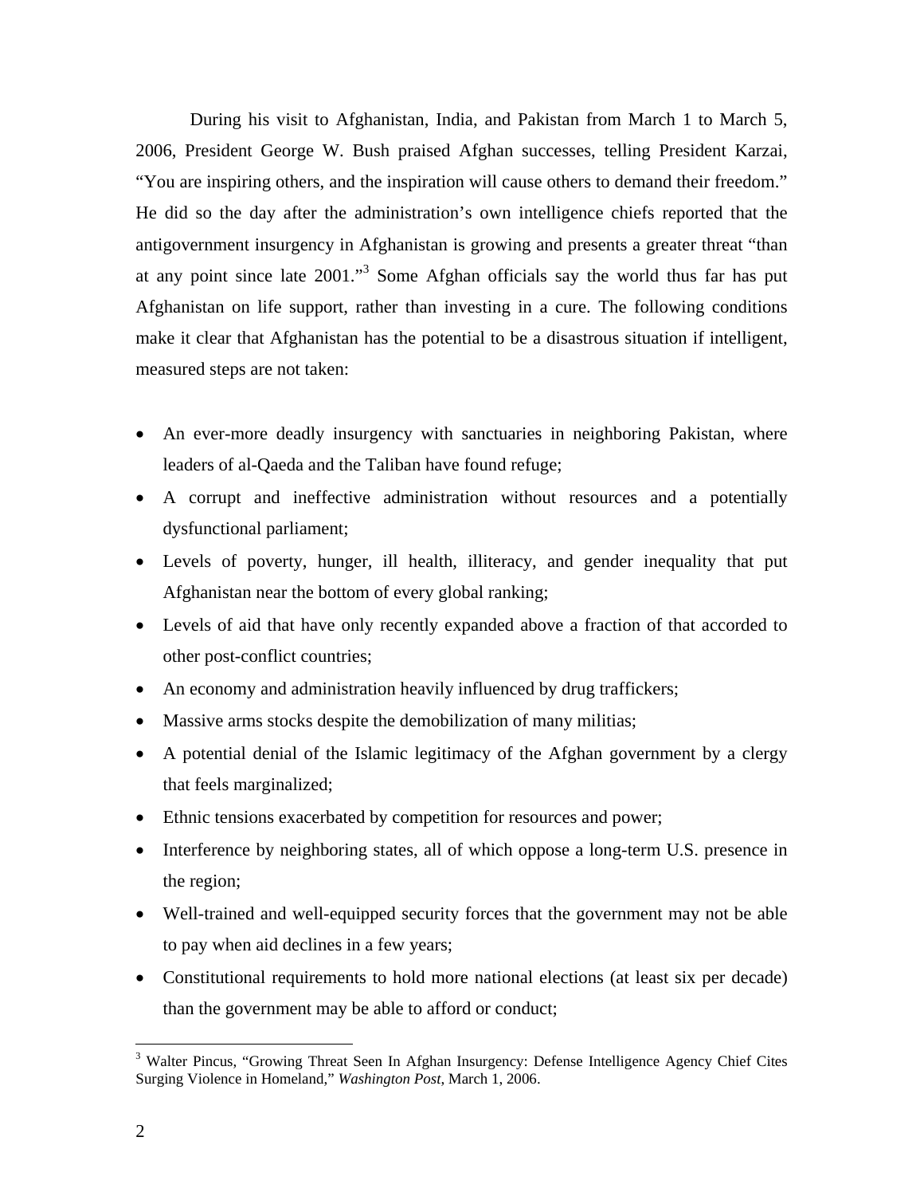During his visit to Afghanistan, India, and Pakistan from March 1 to March 5, 2006, President George W. Bush praised Afghan successes, telling President Karzai, "You are inspiring others, and the inspiration will cause others to demand their freedom." He did so the day after the administration's own intelligence chiefs reported that the antigovernment insurgency in Afghanistan is growing and presents a greater threat "than at any point since late 2001."[3] Some Afghan officials say the world thus far has put Afghanistan on life support, rather than investing in a cure. The following conditions make it clear that Afghanistan has the potential to be a disastrous situation if intelligent, measured steps are not taken:

- An ever-more deadly insurgency with sanctuaries in neighboring Pakistan, where leaders of al-Qaeda and the Taliban have found refuge;
- A corrupt and ineffective administration without resources and a potentially dysfunctional parliament;
- Levels of poverty, hunger, ill health, illiteracy, and gender inequality that put Afghanistan near the bottom of every global ranking;
- Levels of aid that have only recently expanded above a fraction of that accorded to other post-conflict countries;
- An economy and administration heavily influenced by drug traffickers;
- Massive arms stocks despite the demobilization of many militias;
- A potential denial of the Islamic legitimacy of the Afghan government by a clergy that feels marginalized;
- Ethnic tensions exacerbated by competition for resources and power;
- Interference by neighboring states, all of which oppose a long-term U.S. presence in the region;
- Well-trained and well-equipped security forces that the government may not be able to pay when aid declines in a few years;
- Constitutional requirements to hold more national elections (at least six per decade) than the government may be able to afford or conduct;

[3] Walter Pincus, "Growing Threat Seen In Afghan Insurgency: Defense Intelligence Agency Chief Cites Surging Violence in Homeland," *Washington Post*, March 1, 2006.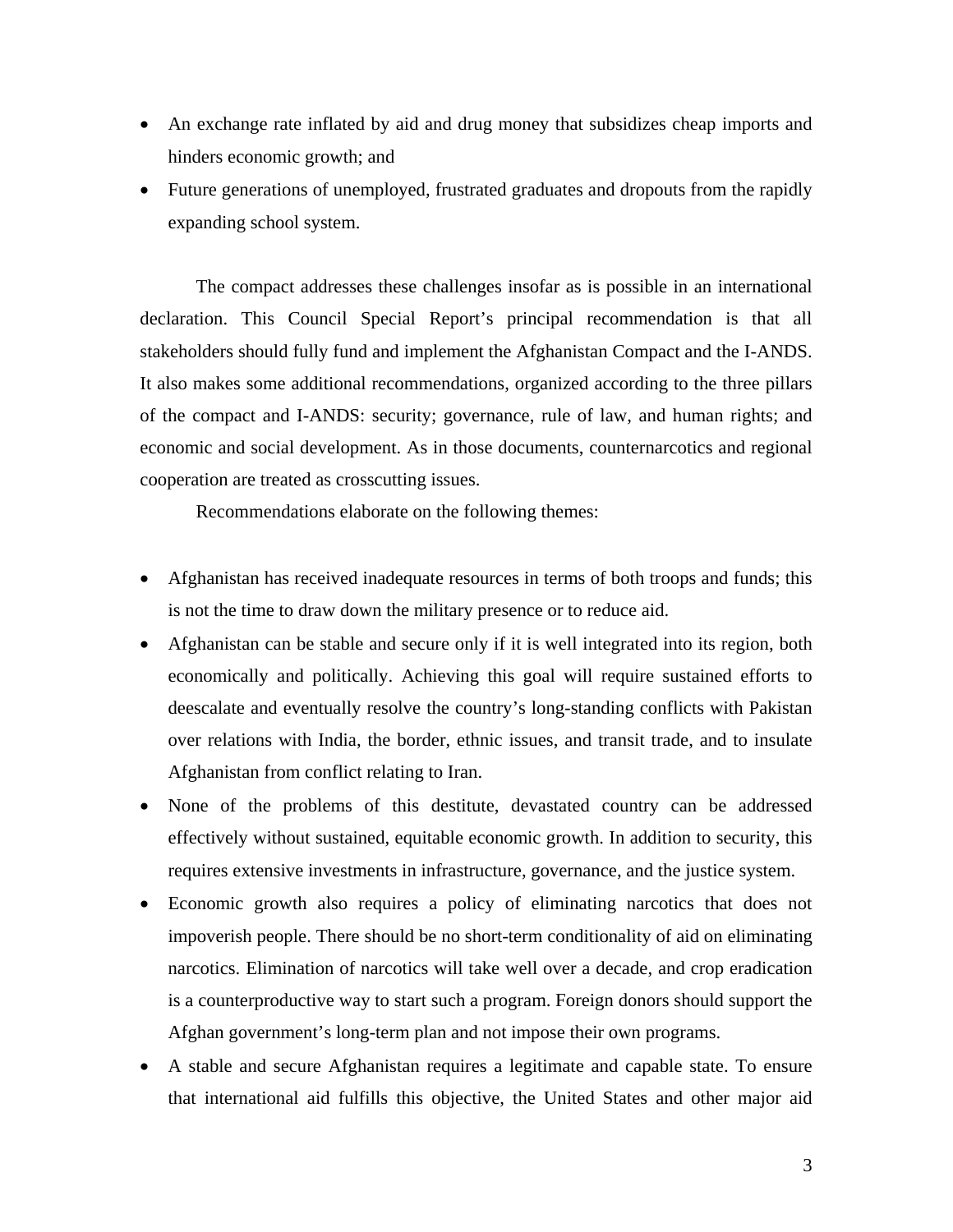- An exchange rate inflated by aid and drug money that subsidizes cheap imports and hinders economic growth; and
- Future generations of unemployed, frustrated graduates and dropouts from the rapidly expanding school system.

The compact addresses these challenges insofar as is possible in an international declaration. This Council Special Report's principal recommendation is that all stakeholders should fully fund and implement the Afghanistan Compact and the I-ANDS. It also makes some additional recommendations, organized according to the three pillars of the compact and I-ANDS: security; governance, rule of law, and human rights; and economic and social development. As in those documents, counternarcotics and regional cooperation are treated as crosscutting issues.

Recommendations elaborate on the following themes:

- Afghanistan has received inadequate resources in terms of both troops and funds; this is not the time to draw down the military presence or to reduce aid.
- Afghanistan can be stable and secure only if it is well integrated into its region, both economically and politically. Achieving this goal will require sustained efforts to deescalate and eventually resolve the country's long-standing conflicts with Pakistan over relations with India, the border, ethnic issues, and transit trade, and to insulate Afghanistan from conflict relating to Iran.
- None of the problems of this destitute, devastated country can be addressed effectively without sustained, equitable economic growth. In addition to security, this requires extensive investments in infrastructure, governance, and the justice system.
- Economic growth also requires a policy of eliminating narcotics that does not impoverish people. There should be no short-term conditionality of aid on eliminating narcotics. Elimination of narcotics will take well over a decade, and crop eradication is a counterproductive way to start such a program. Foreign donors should support the Afghan government's long-term plan and not impose their own programs.
- A stable and secure Afghanistan requires a legitimate and capable state. To ensure that international aid fulfills this objective, the United States and other major aid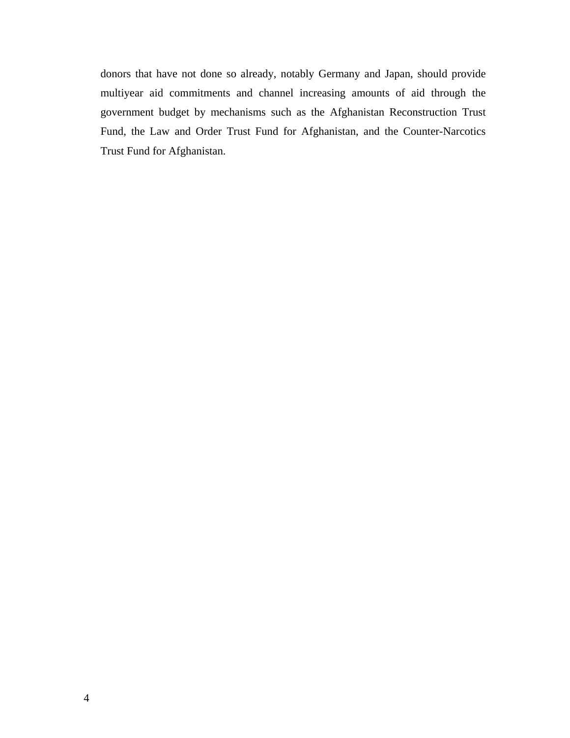donors that have not done so already, notably Germany and Japan, should provide multiyear aid commitments and channel increasing amounts of aid through the government budget by mechanisms such as the Afghanistan Reconstruction Trust Fund, the Law and Order Trust Fund for Afghanistan, and the Counter-Narcotics Trust Fund for Afghanistan.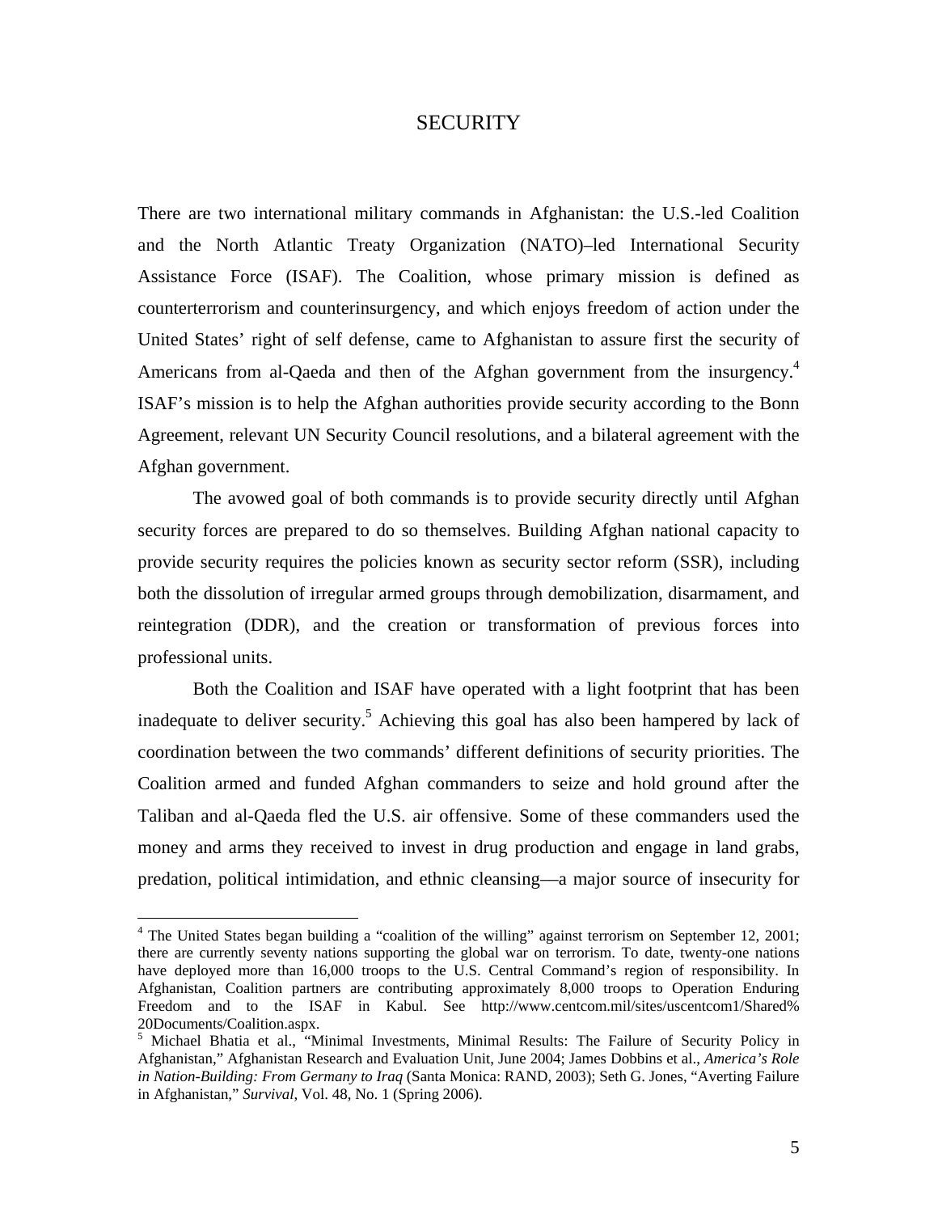# SECURITY

There are two international military commands in Afghanistan: the U.S.-led Coalition and the North Atlantic Treaty Organization (NATO)–led International Security Assistance Force (ISAF). The Coalition, whose primary mission is defined as counterterrorism and counterinsurgency, and which enjoys freedom of action under the United States' right of self defense, came to Afghanistan to assure first the security of Americans from al-Qaeda and then of the Afghan government from the insurgency.[4] ISAF's mission is to help the Afghan authorities provide security according to the Bonn Agreement, relevant UN Security Council resolutions, and a bilateral agreement with the Afghan government.

The avowed goal of both commands is to provide security directly until Afghan security forces are prepared to do so themselves. Building Afghan national capacity to provide security requires the policies known as security sector reform (SSR), including both the dissolution of irregular armed groups through demobilization, disarmament, and reintegration (DDR), and the creation or transformation of previous forces into professional units.

Both the Coalition and ISAF have operated with a light footprint that has been inadequate to deliver security.[5] Achieving this goal has also been hampered by lack of coordination between the two commands' different definitions of security priorities. The Coalition armed and funded Afghan commanders to seize and hold ground after the Taliban and al-Qaeda fled the U.S. air offensive. Some of these commanders used the money and arms they received to invest in drug production and engage in land grabs, predation, political intimidation, and ethnic cleansing—a major source of insecurity for

---

[4] The United States began building a "coalition of the willing" against terrorism on September 12, 2001; there are currently seventy nations supporting the global war on terrorism. To date, twenty-one nations have deployed more than 16,000 troops to the U.S. Central Command's region of responsibility. In Afghanistan, Coalition partners are contributing approximately 8,000 troops to Operation Enduring Freedom and to the ISAF in Kabul. See http://www.centcom.mil/sites/uscentcom1/Shared%20Documents/Coalition.aspx.

[5] Michael Bhatia et al., "Minimal Investments, Minimal Results: The Failure of Security Policy in Afghanistan," Afghanistan Research and Evaluation Unit, June 2004; James Dobbins et al., *America's Role in Nation-Building: From Germany to Iraq* (Santa Monica: RAND, 2003); Seth G. Jones, "Averting Failure in Afghanistan," *Survival*, Vol. 48, No. 1 (Spring 2006).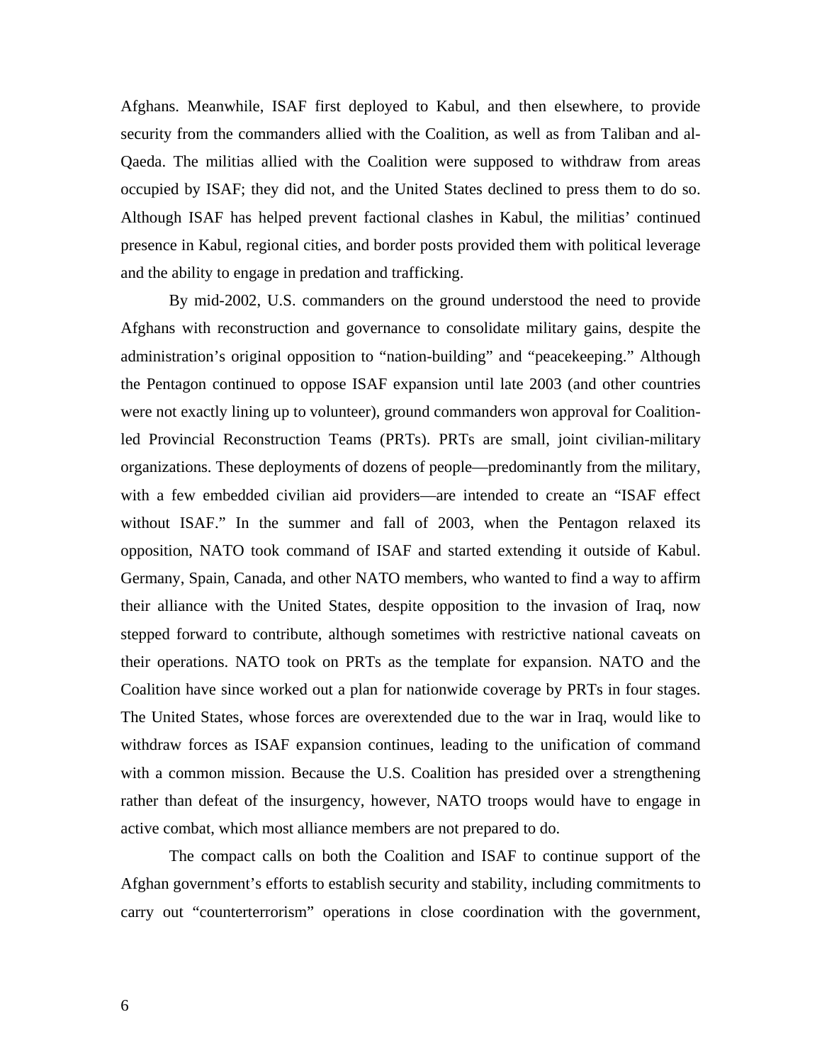Afghans. Meanwhile, ISAF first deployed to Kabul, and then elsewhere, to provide security from the commanders allied with the Coalition, as well as from Taliban and al-Qaeda. The militias allied with the Coalition were supposed to withdraw from areas occupied by ISAF; they did not, and the United States declined to press them to do so. Although ISAF has helped prevent factional clashes in Kabul, the militias' continued presence in Kabul, regional cities, and border posts provided them with political leverage and the ability to engage in predation and trafficking.

By mid-2002, U.S. commanders on the ground understood the need to provide Afghans with reconstruction and governance to consolidate military gains, despite the administration's original opposition to "nation-building" and "peacekeeping." Although the Pentagon continued to oppose ISAF expansion until late 2003 (and other countries were not exactly lining up to volunteer), ground commanders won approval for Coalition-led Provincial Reconstruction Teams (PRTs). PRTs are small, joint civilian-military organizations. These deployments of dozens of people—predominantly from the military, with a few embedded civilian aid providers—are intended to create an "ISAF effect without ISAF." In the summer and fall of 2003, when the Pentagon relaxed its opposition, NATO took command of ISAF and started extending it outside of Kabul. Germany, Spain, Canada, and other NATO members, who wanted to find a way to affirm their alliance with the United States, despite opposition to the invasion of Iraq, now stepped forward to contribute, although sometimes with restrictive national caveats on their operations. NATO took on PRTs as the template for expansion. NATO and the Coalition have since worked out a plan for nationwide coverage by PRTs in four stages. The United States, whose forces are overextended due to the war in Iraq, would like to withdraw forces as ISAF expansion continues, leading to the unification of command with a common mission. Because the U.S. Coalition has presided over a strengthening rather than defeat of the insurgency, however, NATO troops would have to engage in active combat, which most alliance members are not prepared to do.

The compact calls on both the Coalition and ISAF to continue support of the Afghan government's efforts to establish security and stability, including commitments to carry out "counterterrorism" operations in close coordination with the government,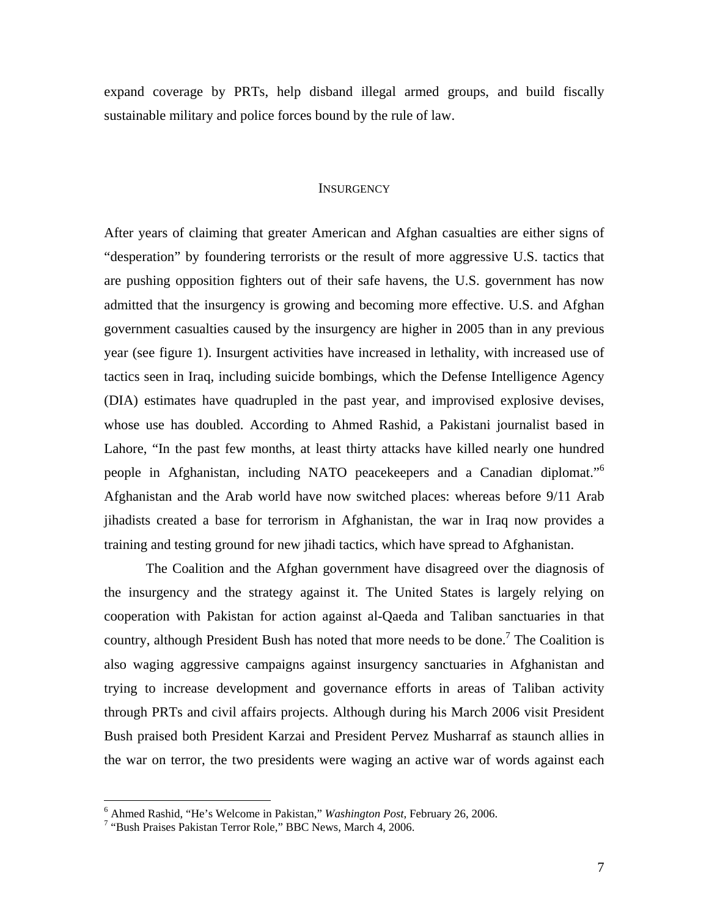expand coverage by PRTs, help disband illegal armed groups, and build fiscally sustainable military and police forces bound by the rule of law.

## INSURGENCY

After years of claiming that greater American and Afghan casualties are either signs of "desperation" by foundering terrorists or the result of more aggressive U.S. tactics that are pushing opposition fighters out of their safe havens, the U.S. government has now admitted that the insurgency is growing and becoming more effective. U.S. and Afghan government casualties caused by the insurgency are higher in 2005 than in any previous year (see figure 1). Insurgent activities have increased in lethality, with increased use of tactics seen in Iraq, including suicide bombings, which the Defense Intelligence Agency (DIA) estimates have quadrupled in the past year, and improvised explosive devises, whose use has doubled. According to Ahmed Rashid, a Pakistani journalist based in Lahore, "In the past few months, at least thirty attacks have killed nearly one hundred people in Afghanistan, including NATO peacekeepers and a Canadian diplomat."[6] Afghanistan and the Arab world have now switched places: whereas before 9/11 Arab jihadists created a base for terrorism in Afghanistan, the war in Iraq now provides a training and testing ground for new jihadi tactics, which have spread to Afghanistan.

The Coalition and the Afghan government have disagreed over the diagnosis of the insurgency and the strategy against it. The United States is largely relying on cooperation with Pakistan for action against al-Qaeda and Taliban sanctuaries in that country, although President Bush has noted that more needs to be done.[7] The Coalition is also waging aggressive campaigns against insurgency sanctuaries in Afghanistan and trying to increase development and governance efforts in areas of Taliban activity through PRTs and civil affairs projects. Although during his March 2006 visit President Bush praised both President Karzai and President Pervez Musharraf as staunch allies in the war on terror, the two presidents were waging an active war of words against each

---

[6] Ahmed Rashid, "He's Welcome in Pakistan," *Washington Post*, February 26, 2006.

[7] "Bush Praises Pakistan Terror Role," BBC News, March 4, 2006.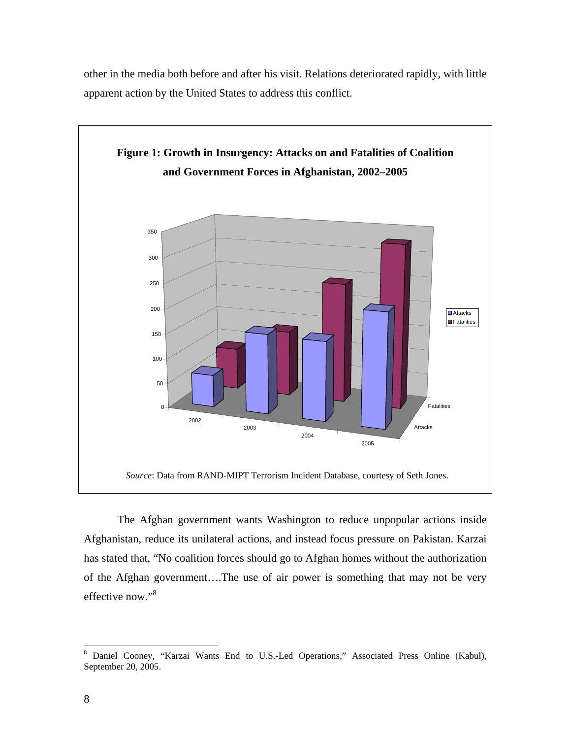other in the media both before and after his visit. Relations deteriorated rapidly, with little apparent action by the United States to address this conflict.

**Figure 1: Growth in Insurgency: Attacks on and Fatalities of Coalition and Government Forces in Afghanistan, 2002–2005**

*Source*: Data from RAND-MIPT Terrorism Incident Database, courtesy of Seth Jones.

The Afghan government wants Washington to reduce unpopular actions inside Afghanistan, reduce its unilateral actions, and instead focus pressure on Pakistan. Karzai has stated that, "No coalition forces should go to Afghan homes without the authorization of the Afghan government….The use of air power is something that may not be very effective now."[8]

---

[8] Daniel Cooney, "Karzai Wants End to U.S.-Led Operations," Associated Press Online (Kabul), September 20, 2005.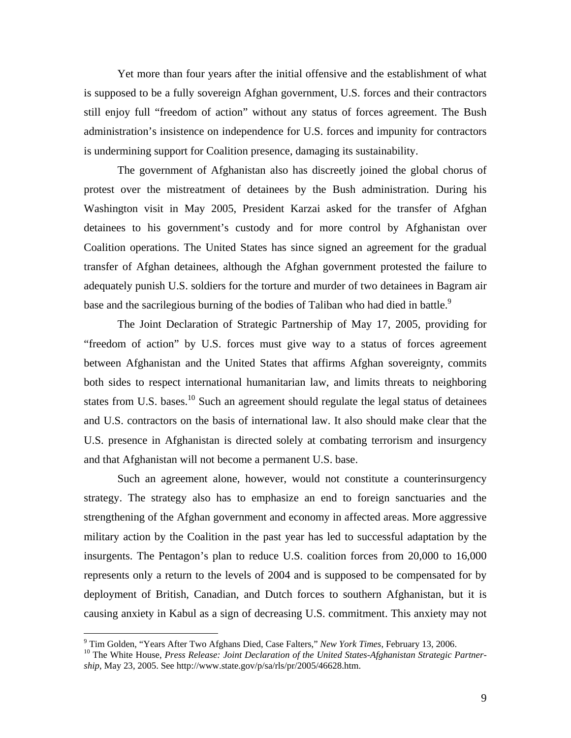Yet more than four years after the initial offensive and the establishment of what is supposed to be a fully sovereign Afghan government, U.S. forces and their contractors still enjoy full "freedom of action" without any status of forces agreement. The Bush administration's insistence on independence for U.S. forces and impunity for contractors is undermining support for Coalition presence, damaging its sustainability.

The government of Afghanistan also has discreetly joined the global chorus of protest over the mistreatment of detainees by the Bush administration. During his Washington visit in May 2005, President Karzai asked for the transfer of Afghan detainees to his government's custody and for more control by Afghanistan over Coalition operations. The United States has since signed an agreement for the gradual transfer of Afghan detainees, although the Afghan government protested the failure to adequately punish U.S. soldiers for the torture and murder of two detainees in Bagram air base and the sacrilegious burning of the bodies of Taliban who had died in battle.[9]

The Joint Declaration of Strategic Partnership of May 17, 2005, providing for "freedom of action" by U.S. forces must give way to a status of forces agreement between Afghanistan and the United States that affirms Afghan sovereignty, commits both sides to respect international humanitarian law, and limits threats to neighboring states from U.S. bases.[10] Such an agreement should regulate the legal status of detainees and U.S. contractors on the basis of international law. It also should make clear that the U.S. presence in Afghanistan is directed solely at combating terrorism and insurgency and that Afghanistan will not become a permanent U.S. base.

Such an agreement alone, however, would not constitute a counterinsurgency strategy. The strategy also has to emphasize an end to foreign sanctuaries and the strengthening of the Afghan government and economy in affected areas. More aggressive military action by the Coalition in the past year has led to successful adaptation by the insurgents. The Pentagon's plan to reduce U.S. coalition forces from 20,000 to 16,000 represents only a return to the levels of 2004 and is supposed to be compensated for by deployment of British, Canadian, and Dutch forces to southern Afghanistan, but it is causing anxiety in Kabul as a sign of decreasing U.S. commitment. This anxiety may not

---

[9] Tim Golden, "Years After Two Afghans Died, Case Falters," *New York Times*, February 13, 2006.

[10] The White House, *Press Release: Joint Declaration of the United States-Afghanistan Strategic Partnership*, May 23, 2005. See http://www.state.gov/p/sa/rls/pr/2005/46628.htm.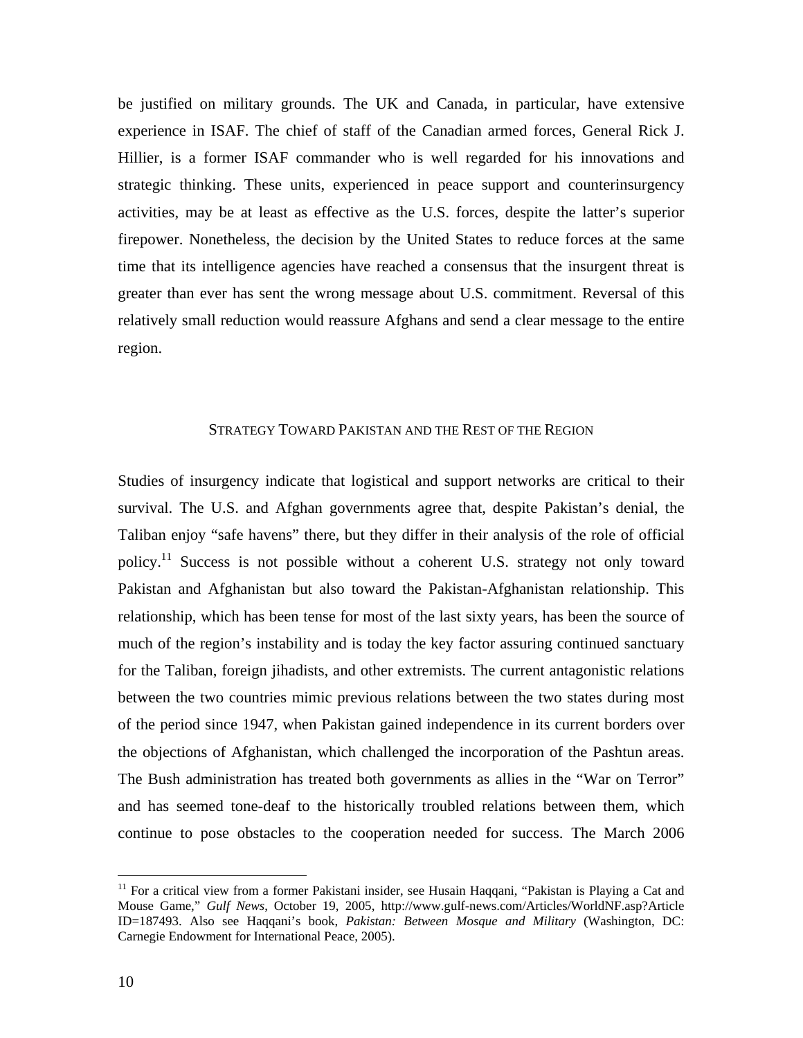be justified on military grounds. The UK and Canada, in particular, have extensive experience in ISAF. The chief of staff of the Canadian armed forces, General Rick J. Hillier, is a former ISAF commander who is well regarded for his innovations and strategic thinking. These units, experienced in peace support and counterinsurgency activities, may be at least as effective as the U.S. forces, despite the latter's superior firepower. Nonetheless, the decision by the United States to reduce forces at the same time that its intelligence agencies have reached a consensus that the insurgent threat is greater than ever has sent the wrong message about U.S. commitment. Reversal of this relatively small reduction would reassure Afghans and send a clear message to the entire region.

## Strategy Toward Pakistan and the Rest of the Region

Studies of insurgency indicate that logistical and support networks are critical to their survival. The U.S. and Afghan governments agree that, despite Pakistan's denial, the Taliban enjoy "safe havens" there, but they differ in their analysis of the role of official policy.[11] Success is not possible without a coherent U.S. strategy not only toward Pakistan and Afghanistan but also toward the Pakistan-Afghanistan relationship. This relationship, which has been tense for most of the last sixty years, has been the source of much of the region's instability and is today the key factor assuring continued sanctuary for the Taliban, foreign jihadists, and other extremists. The current antagonistic relations between the two countries mimic previous relations between the two states during most of the period since 1947, when Pakistan gained independence in its current borders over the objections of Afghanistan, which challenged the incorporation of the Pashtun areas. The Bush administration has treated both governments as allies in the "War on Terror" and has seemed tone-deaf to the historically troubled relations between them, which continue to pose obstacles to the cooperation needed for success. The March 2006

[11] For a critical view from a former Pakistani insider, see Husain Haqqani, "Pakistan is Playing a Cat and Mouse Game," *Gulf News*, October 19, 2005, http://www.gulf-news.com/Articles/WorldNF.asp?ArticleID=187493. Also see Haqqani's book, *Pakistan: Between Mosque and Military* (Washington, DC: Carnegie Endowment for International Peace, 2005).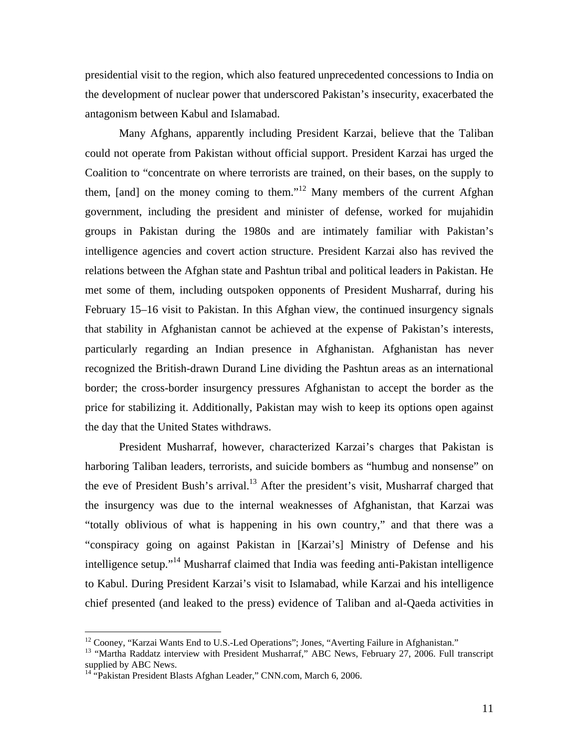presidential visit to the region, which also featured unprecedented concessions to India on the development of nuclear power that underscored Pakistan's insecurity, exacerbated the antagonism between Kabul and Islamabad.

Many Afghans, apparently including President Karzai, believe that the Taliban could not operate from Pakistan without official support. President Karzai has urged the Coalition to "concentrate on where terrorists are trained, on their bases, on the supply to them, [and] on the money coming to them."[12] Many members of the current Afghan government, including the president and minister of defense, worked for mujahidin groups in Pakistan during the 1980s and are intimately familiar with Pakistan's intelligence agencies and covert action structure. President Karzai also has revived the relations between the Afghan state and Pashtun tribal and political leaders in Pakistan. He met some of them, including outspoken opponents of President Musharraf, during his February 15–16 visit to Pakistan. In this Afghan view, the continued insurgency signals that stability in Afghanistan cannot be achieved at the expense of Pakistan's interests, particularly regarding an Indian presence in Afghanistan. Afghanistan has never recognized the British-drawn Durand Line dividing the Pashtun areas as an international border; the cross-border insurgency pressures Afghanistan to accept the border as the price for stabilizing it. Additionally, Pakistan may wish to keep its options open against the day that the United States withdraws.

President Musharraf, however, characterized Karzai's charges that Pakistan is harboring Taliban leaders, terrorists, and suicide bombers as "humbug and nonsense" on the eve of President Bush's arrival.[13] After the president's visit, Musharraf charged that the insurgency was due to the internal weaknesses of Afghanistan, that Karzai was "totally oblivious of what is happening in his own country," and that there was a "conspiracy going on against Pakistan in [Karzai's] Ministry of Defense and his intelligence setup."[14] Musharraf claimed that India was feeding anti-Pakistan intelligence to Kabul. During President Karzai's visit to Islamabad, while Karzai and his intelligence chief presented (and leaked to the press) evidence of Taliban and al-Qaeda activities in

---

[12] Cooney, "Karzai Wants End to U.S.-Led Operations"; Jones, "Averting Failure in Afghanistan."

[13] "Martha Raddatz interview with President Musharraf," ABC News, February 27, 2006. Full transcript supplied by ABC News.

[14] "Pakistan President Blasts Afghan Leader," CNN.com, March 6, 2006.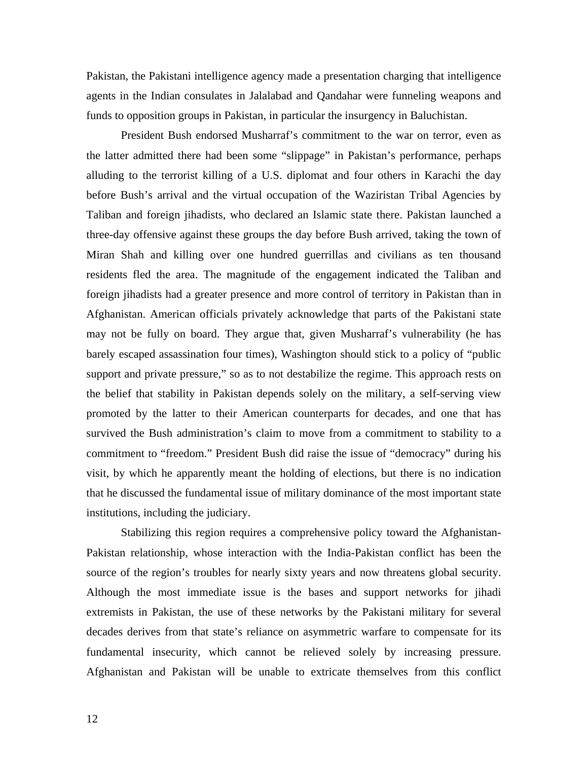Pakistan, the Pakistani intelligence agency made a presentation charging that intelligence agents in the Indian consulates in Jalalabad and Qandahar were funneling weapons and funds to opposition groups in Pakistan, in particular the insurgency in Baluchistan.

President Bush endorsed Musharraf's commitment to the war on terror, even as the latter admitted there had been some "slippage" in Pakistan's performance, perhaps alluding to the terrorist killing of a U.S. diplomat and four others in Karachi the day before Bush's arrival and the virtual occupation of the Waziristan Tribal Agencies by Taliban and foreign jihadists, who declared an Islamic state there. Pakistan launched a three-day offensive against these groups the day before Bush arrived, taking the town of Miran Shah and killing over one hundred guerrillas and civilians as ten thousand residents fled the area. The magnitude of the engagement indicated the Taliban and foreign jihadists had a greater presence and more control of territory in Pakistan than in Afghanistan. American officials privately acknowledge that parts of the Pakistani state may not be fully on board. They argue that, given Musharraf's vulnerability (he has barely escaped assassination four times), Washington should stick to a policy of "public support and private pressure," so as to not destabilize the regime. This approach rests on the belief that stability in Pakistan depends solely on the military, a self-serving view promoted by the latter to their American counterparts for decades, and one that has survived the Bush administration's claim to move from a commitment to stability to a commitment to "freedom." President Bush did raise the issue of "democracy" during his visit, by which he apparently meant the holding of elections, but there is no indication that he discussed the fundamental issue of military dominance of the most important state institutions, including the judiciary.

Stabilizing this region requires a comprehensive policy toward the Afghanistan-Pakistan relationship, whose interaction with the India-Pakistan conflict has been the source of the region's troubles for nearly sixty years and now threatens global security. Although the most immediate issue is the bases and support networks for jihadi extremists in Pakistan, the use of these networks by the Pakistani military for several decades derives from that state's reliance on asymmetric warfare to compensate for its fundamental insecurity, which cannot be relieved solely by increasing pressure. Afghanistan and Pakistan will be unable to extricate themselves from this conflict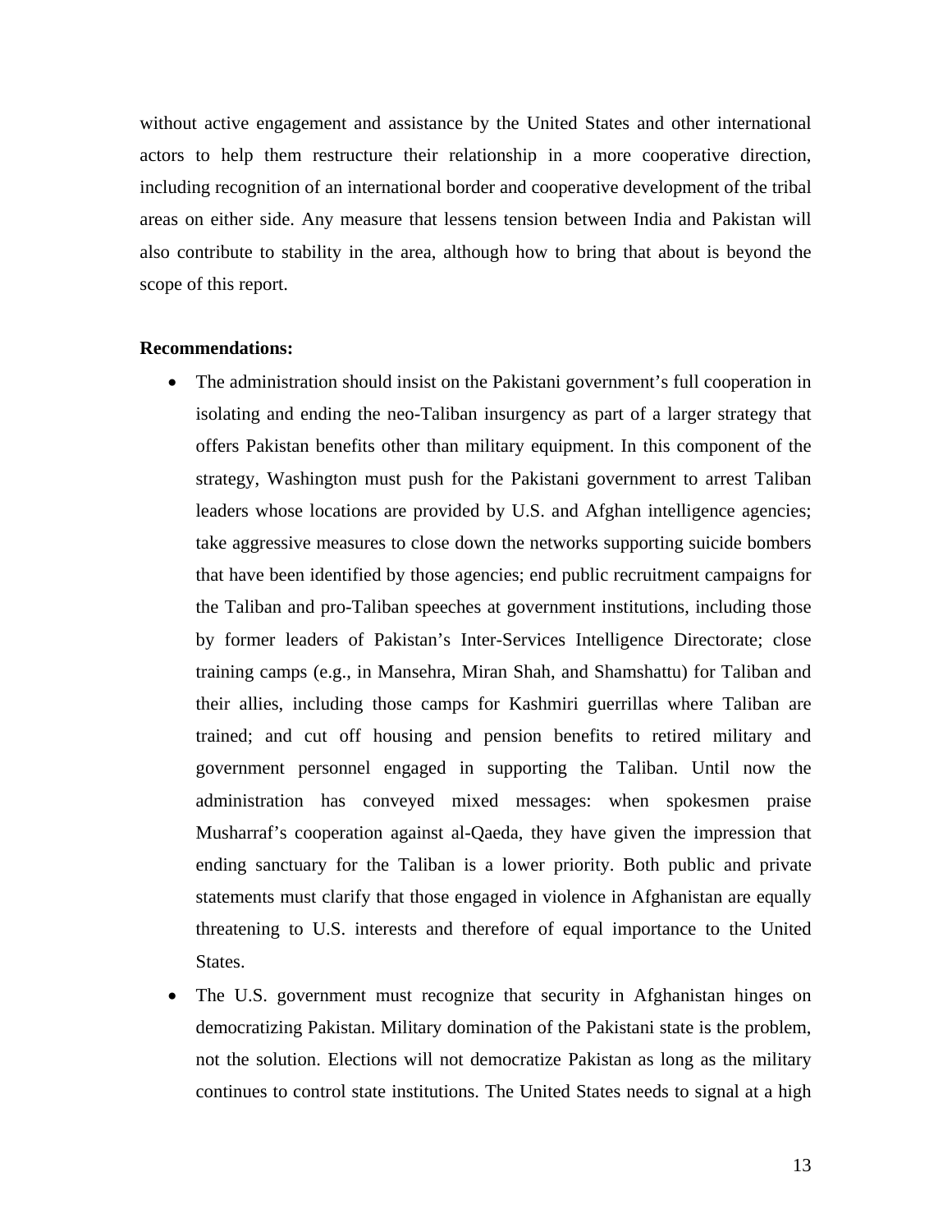without active engagement and assistance by the United States and other international actors to help them restructure their relationship in a more cooperative direction, including recognition of an international border and cooperative development of the tribal areas on either side. Any measure that lessens tension between India and Pakistan will also contribute to stability in the area, although how to bring that about is beyond the scope of this report.

**Recommendations:**

- The administration should insist on the Pakistani government's full cooperation in isolating and ending the neo-Taliban insurgency as part of a larger strategy that offers Pakistan benefits other than military equipment. In this component of the strategy, Washington must push for the Pakistani government to arrest Taliban leaders whose locations are provided by U.S. and Afghan intelligence agencies; take aggressive measures to close down the networks supporting suicide bombers that have been identified by those agencies; end public recruitment campaigns for the Taliban and pro-Taliban speeches at government institutions, including those by former leaders of Pakistan's Inter-Services Intelligence Directorate; close training camps (e.g., in Mansehra, Miran Shah, and Shamshattu) for Taliban and their allies, including those camps for Kashmiri guerrillas where Taliban are trained; and cut off housing and pension benefits to retired military and government personnel engaged in supporting the Taliban. Until now the administration has conveyed mixed messages: when spokesmen praise Musharraf's cooperation against al-Qaeda, they have given the impression that ending sanctuary for the Taliban is a lower priority. Both public and private statements must clarify that those engaged in violence in Afghanistan are equally threatening to U.S. interests and therefore of equal importance to the United States.
- The U.S. government must recognize that security in Afghanistan hinges on democratizing Pakistan. Military domination of the Pakistani state is the problem, not the solution. Elections will not democratize Pakistan as long as the military continues to control state institutions. The United States needs to signal at a high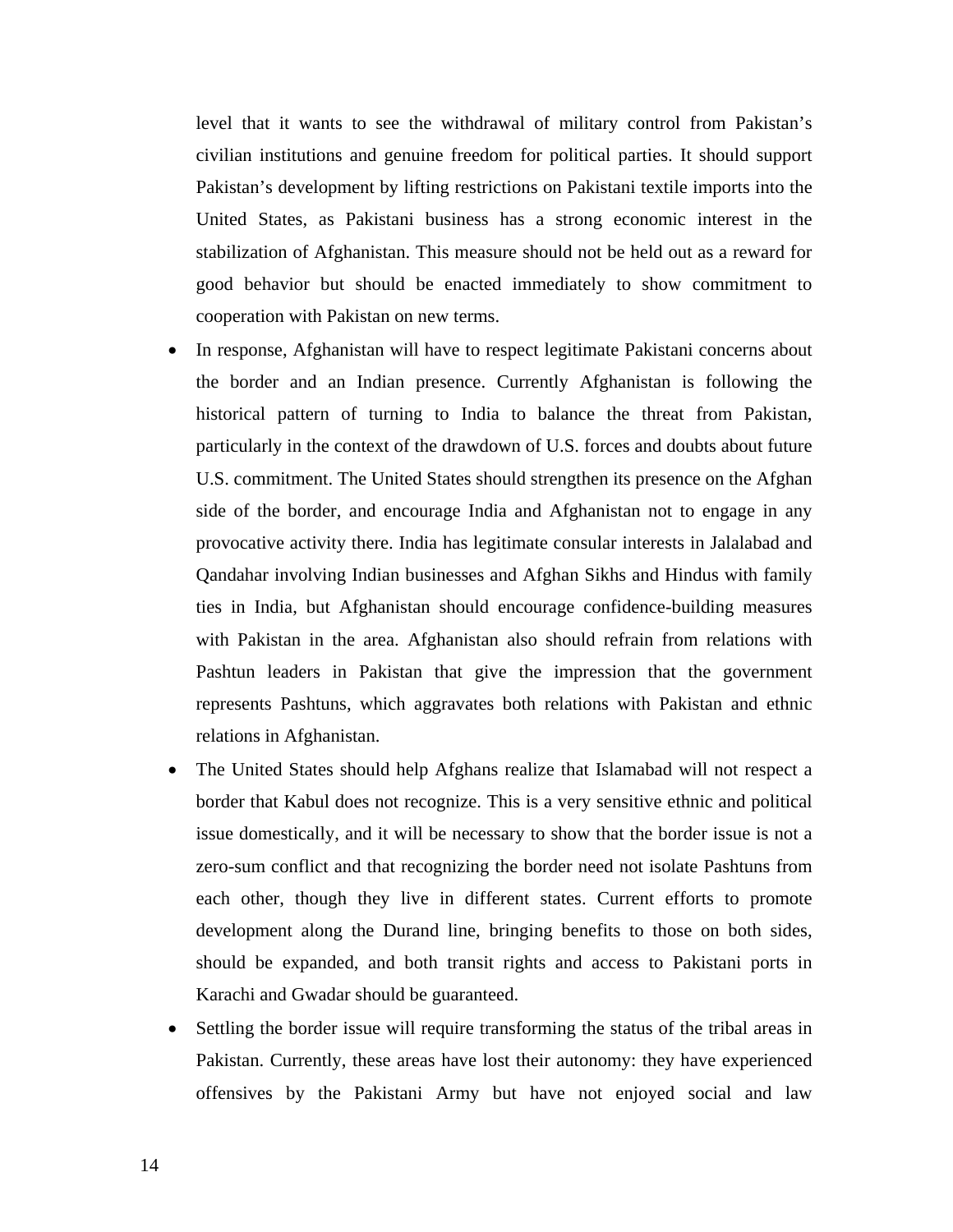level that it wants to see the withdrawal of military control from Pakistan's civilian institutions and genuine freedom for political parties. It should support Pakistan's development by lifting restrictions on Pakistani textile imports into the United States, as Pakistani business has a strong economic interest in the stabilization of Afghanistan. This measure should not be held out as a reward for good behavior but should be enacted immediately to show commitment to cooperation with Pakistan on new terms.

- In response, Afghanistan will have to respect legitimate Pakistani concerns about the border and an Indian presence. Currently Afghanistan is following the historical pattern of turning to India to balance the threat from Pakistan, particularly in the context of the drawdown of U.S. forces and doubts about future U.S. commitment. The United States should strengthen its presence on the Afghan side of the border, and encourage India and Afghanistan not to engage in any provocative activity there. India has legitimate consular interests in Jalalabad and Qandahar involving Indian businesses and Afghan Sikhs and Hindus with family ties in India, but Afghanistan should encourage confidence-building measures with Pakistan in the area. Afghanistan also should refrain from relations with Pashtun leaders in Pakistan that give the impression that the government represents Pashtuns, which aggravates both relations with Pakistan and ethnic relations in Afghanistan.
- The United States should help Afghans realize that Islamabad will not respect a border that Kabul does not recognize. This is a very sensitive ethnic and political issue domestically, and it will be necessary to show that the border issue is not a zero-sum conflict and that recognizing the border need not isolate Pashtuns from each other, though they live in different states. Current efforts to promote development along the Durand line, bringing benefits to those on both sides, should be expanded, and both transit rights and access to Pakistani ports in Karachi and Gwadar should be guaranteed.
- Settling the border issue will require transforming the status of the tribal areas in Pakistan. Currently, these areas have lost their autonomy: they have experienced offensives by the Pakistani Army but have not enjoyed social and law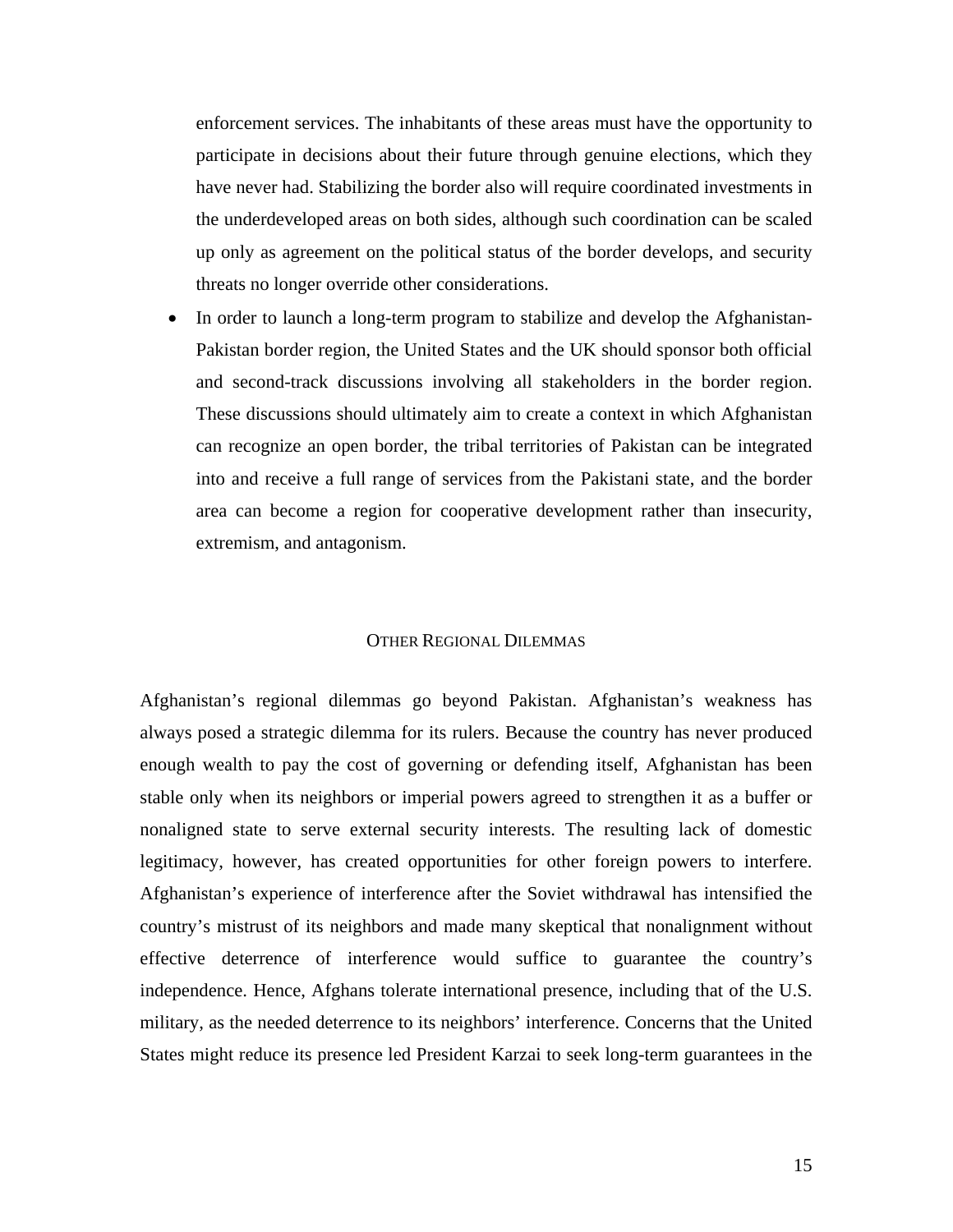enforcement services. The inhabitants of these areas must have the opportunity to participate in decisions about their future through genuine elections, which they have never had. Stabilizing the border also will require coordinated investments in the underdeveloped areas on both sides, although such coordination can be scaled up only as agreement on the political status of the border develops, and security threats no longer override other considerations.

- In order to launch a long-term program to stabilize and develop the Afghanistan-Pakistan border region, the United States and the UK should sponsor both official and second-track discussions involving all stakeholders in the border region. These discussions should ultimately aim to create a context in which Afghanistan can recognize an open border, the tribal territories of Pakistan can be integrated into and receive a full range of services from the Pakistani state, and the border area can become a region for cooperative development rather than insecurity, extremism, and antagonism.

## Other Regional Dilemmas

Afghanistan's regional dilemmas go beyond Pakistan. Afghanistan's weakness has always posed a strategic dilemma for its rulers. Because the country has never produced enough wealth to pay the cost of governing or defending itself, Afghanistan has been stable only when its neighbors or imperial powers agreed to strengthen it as a buffer or nonaligned state to serve external security interests. The resulting lack of domestic legitimacy, however, has created opportunities for other foreign powers to interfere. Afghanistan's experience of interference after the Soviet withdrawal has intensified the country's mistrust of its neighbors and made many skeptical that nonalignment without effective deterrence of interference would suffice to guarantee the country's independence. Hence, Afghans tolerate international presence, including that of the U.S. military, as the needed deterrence to its neighbors' interference. Concerns that the United States might reduce its presence led President Karzai to seek long-term guarantees in the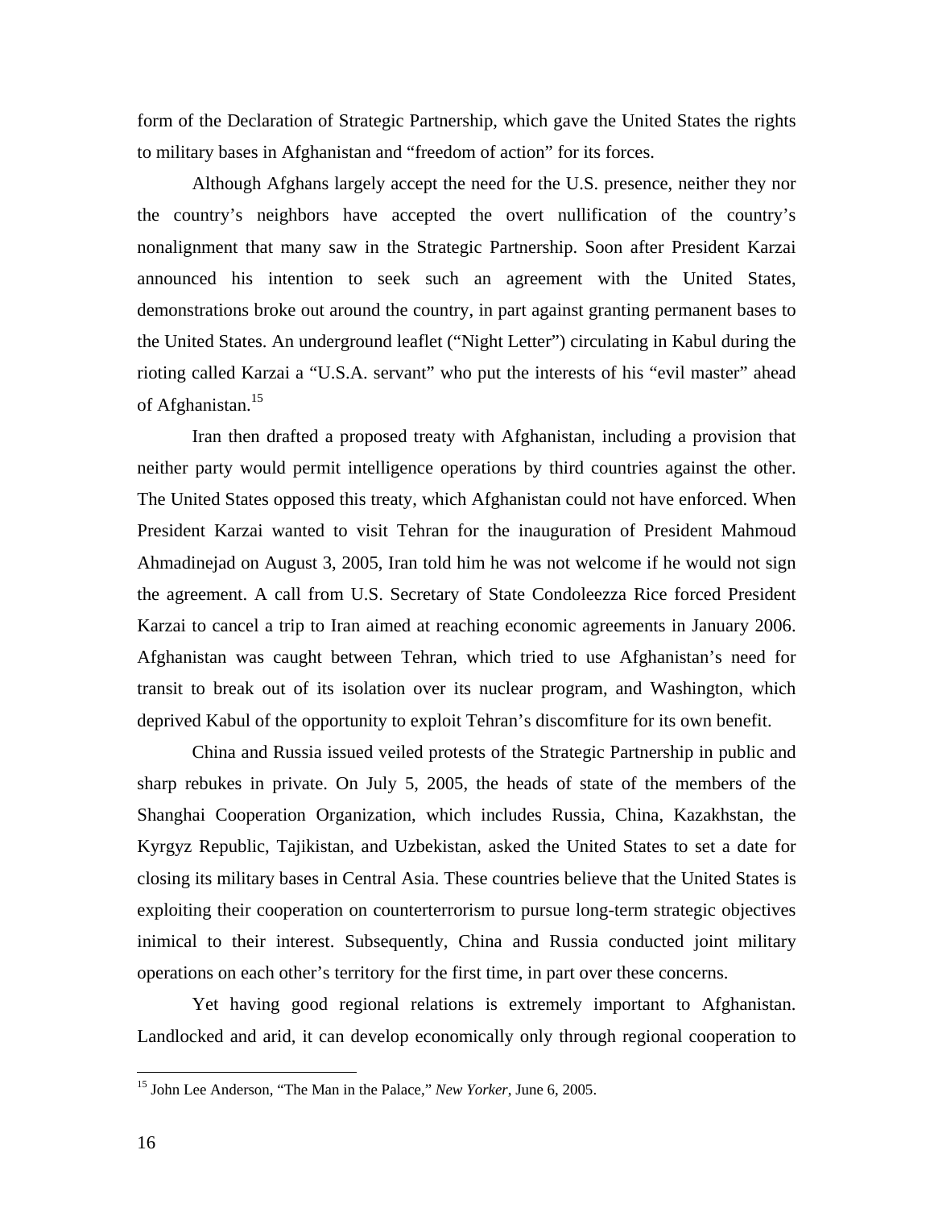form of the Declaration of Strategic Partnership, which gave the United States the rights to military bases in Afghanistan and "freedom of action" for its forces.

Although Afghans largely accept the need for the U.S. presence, neither they nor the country's neighbors have accepted the overt nullification of the country's nonalignment that many saw in the Strategic Partnership. Soon after President Karzai announced his intention to seek such an agreement with the United States, demonstrations broke out around the country, in part against granting permanent bases to the United States. An underground leaflet ("Night Letter") circulating in Kabul during the rioting called Karzai a "U.S.A. servant" who put the interests of his "evil master" ahead of Afghanistan.[15]

Iran then drafted a proposed treaty with Afghanistan, including a provision that neither party would permit intelligence operations by third countries against the other. The United States opposed this treaty, which Afghanistan could not have enforced. When President Karzai wanted to visit Tehran for the inauguration of President Mahmoud Ahmadinejad on August 3, 2005, Iran told him he was not welcome if he would not sign the agreement. A call from U.S. Secretary of State Condoleezza Rice forced President Karzai to cancel a trip to Iran aimed at reaching economic agreements in January 2006. Afghanistan was caught between Tehran, which tried to use Afghanistan's need for transit to break out of its isolation over its nuclear program, and Washington, which deprived Kabul of the opportunity to exploit Tehran's discomfiture for its own benefit.

China and Russia issued veiled protests of the Strategic Partnership in public and sharp rebukes in private. On July 5, 2005, the heads of state of the members of the Shanghai Cooperation Organization, which includes Russia, China, Kazakhstan, the Kyrgyz Republic, Tajikistan, and Uzbekistan, asked the United States to set a date for closing its military bases in Central Asia. These countries believe that the United States is exploiting their cooperation on counterterrorism to pursue long-term strategic objectives inimical to their interest. Subsequently, China and Russia conducted joint military operations on each other's territory for the first time, in part over these concerns.

Yet having good regional relations is extremely important to Afghanistan. Landlocked and arid, it can develop economically only through regional cooperation to

[15] John Lee Anderson, "The Man in the Palace," *New Yorker*, June 6, 2005.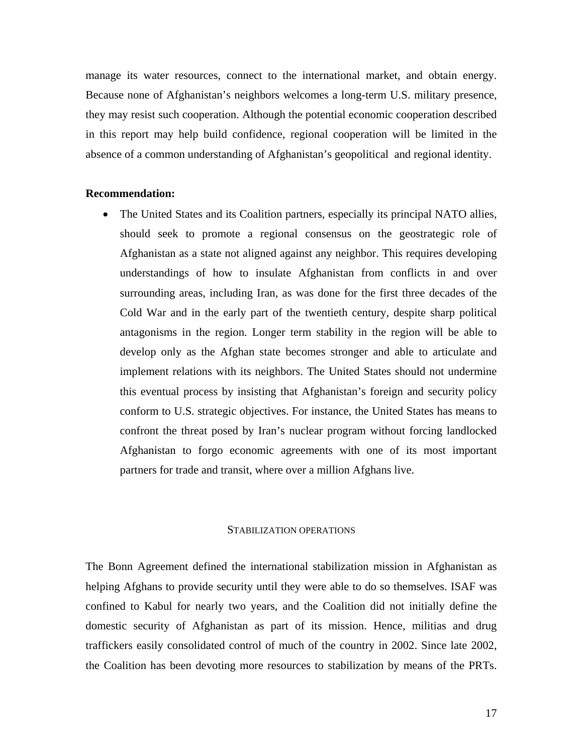manage its water resources, connect to the international market, and obtain energy. Because none of Afghanistan's neighbors welcomes a long-term U.S. military presence, they may resist such cooperation. Although the potential economic cooperation described in this report may help build confidence, regional cooperation will be limited in the absence of a common understanding of Afghanistan's geopolitical and regional identity.

**Recommendation:**

- The United States and its Coalition partners, especially its principal NATO allies, should seek to promote a regional consensus on the geostrategic role of Afghanistan as a state not aligned against any neighbor. This requires developing understandings of how to insulate Afghanistan from conflicts in and over surrounding areas, including Iran, as was done for the first three decades of the Cold War and in the early part of the twentieth century, despite sharp political antagonisms in the region. Longer term stability in the region will be able to develop only as the Afghan state becomes stronger and able to articulate and implement relations with its neighbors. The United States should not undermine this eventual process by insisting that Afghanistan's foreign and security policy conform to U.S. strategic objectives. For instance, the United States has means to confront the threat posed by Iran's nuclear program without forcing landlocked Afghanistan to forgo economic agreements with one of its most important partners for trade and transit, where over a million Afghans live.

## STABILIZATION OPERATIONS

The Bonn Agreement defined the international stabilization mission in Afghanistan as helping Afghans to provide security until they were able to do so themselves. ISAF was confined to Kabul for nearly two years, and the Coalition did not initially define the domestic security of Afghanistan as part of its mission. Hence, militias and drug traffickers easily consolidated control of much of the country in 2002. Since late 2002, the Coalition has been devoting more resources to stabilization by means of the PRTs.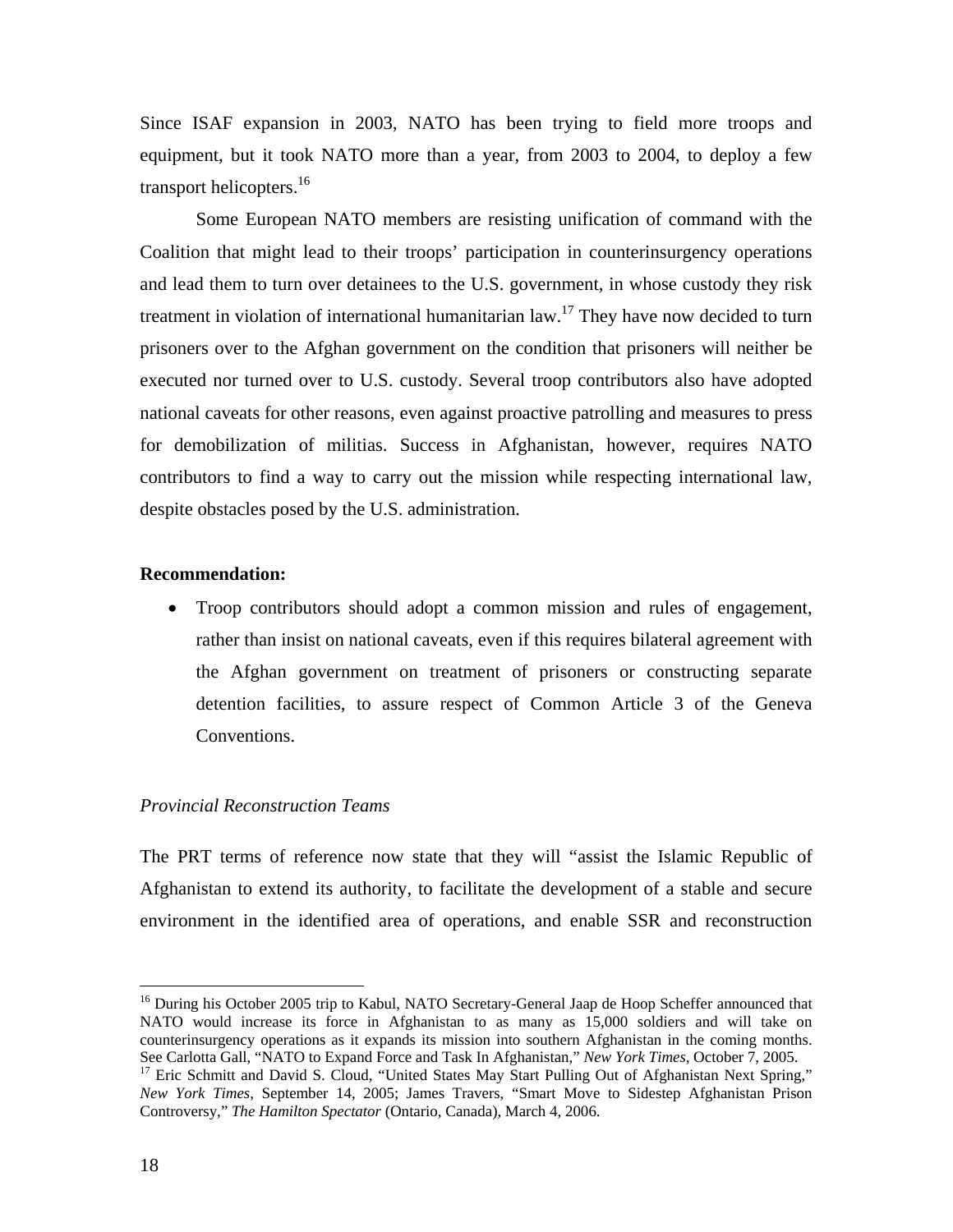Since ISAF expansion in 2003, NATO has been trying to field more troops and equipment, but it took NATO more than a year, from 2003 to 2004, to deploy a few transport helicopters.[16]

Some European NATO members are resisting unification of command with the Coalition that might lead to their troops' participation in counterinsurgency operations and lead them to turn over detainees to the U.S. government, in whose custody they risk treatment in violation of international humanitarian law.[17] They have now decided to turn prisoners over to the Afghan government on the condition that prisoners will neither be executed nor turned over to U.S. custody. Several troop contributors also have adopted national caveats for other reasons, even against proactive patrolling and measures to press for demobilization of militias. Success in Afghanistan, however, requires NATO contributors to find a way to carry out the mission while respecting international law, despite obstacles posed by the U.S. administration.

**Recommendation:**

- Troop contributors should adopt a common mission and rules of engagement, rather than insist on national caveats, even if this requires bilateral agreement with the Afghan government on treatment of prisoners or constructing separate detention facilities, to assure respect of Common Article 3 of the Geneva Conventions.

*Provincial Reconstruction Teams*

The PRT terms of reference now state that they will "assist the Islamic Republic of Afghanistan to extend its authority, to facilitate the development of a stable and secure environment in the identified area of operations, and enable SSR and reconstruction

---

[16] During his October 2005 trip to Kabul, NATO Secretary-General Jaap de Hoop Scheffer announced that NATO would increase its force in Afghanistan to as many as 15,000 soldiers and will take on counterinsurgency operations as it expands its mission into southern Afghanistan in the coming months. See Carlotta Gall, "NATO to Expand Force and Task In Afghanistan," *New York Times*, October 7, 2005.

[17] Eric Schmitt and David S. Cloud, "United States May Start Pulling Out of Afghanistan Next Spring," *New York Times*, September 14, 2005; James Travers, "Smart Move to Sidestep Afghanistan Prison Controversy," *The Hamilton Spectator* (Ontario, Canada), March 4, 2006.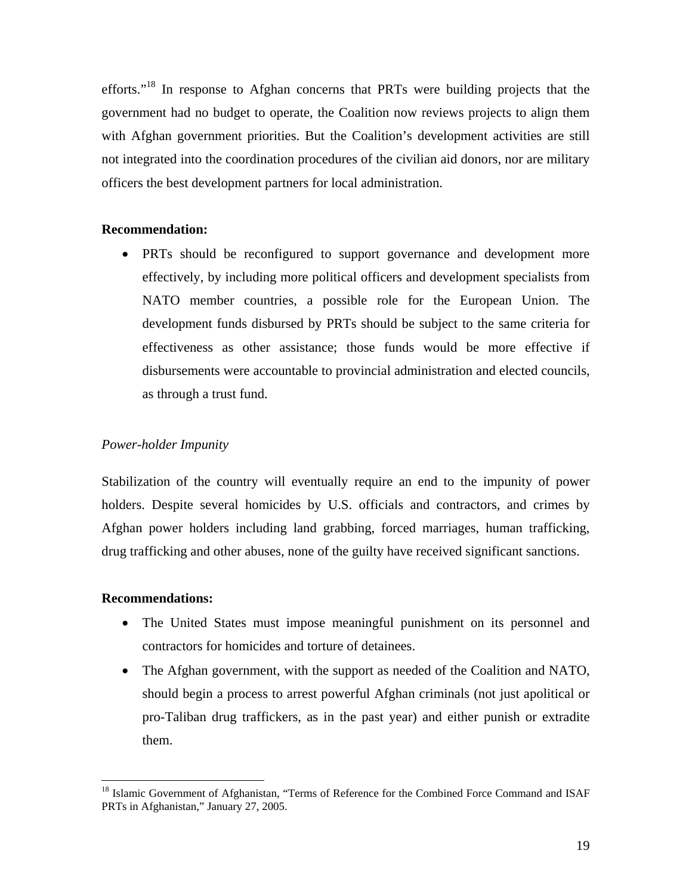efforts."[18] In response to Afghan concerns that PRTs were building projects that the government had no budget to operate, the Coalition now reviews projects to align them with Afghan government priorities. But the Coalition's development activities are still not integrated into the coordination procedures of the civilian aid donors, nor are military officers the best development partners for local administration.

**Recommendation:**

- PRTs should be reconfigured to support governance and development more effectively, by including more political officers and development specialists from NATO member countries, a possible role for the European Union. The development funds disbursed by PRTs should be subject to the same criteria for effectiveness as other assistance; those funds would be more effective if disbursements were accountable to provincial administration and elected councils, as through a trust fund.

*Power-holder Impunity*

Stabilization of the country will eventually require an end to the impunity of power holders. Despite several homicides by U.S. officials and contractors, and crimes by Afghan power holders including land grabbing, forced marriages, human trafficking, drug trafficking and other abuses, none of the guilty have received significant sanctions.

**Recommendations:**

- The United States must impose meaningful punishment on its personnel and contractors for homicides and torture of detainees.
- The Afghan government, with the support as needed of the Coalition and NATO, should begin a process to arrest powerful Afghan criminals (not just apolitical or pro-Taliban drug traffickers, as in the past year) and either punish or extradite them.

---

[18] Islamic Government of Afghanistan, "Terms of Reference for the Combined Force Command and ISAF PRTs in Afghanistan," January 27, 2005.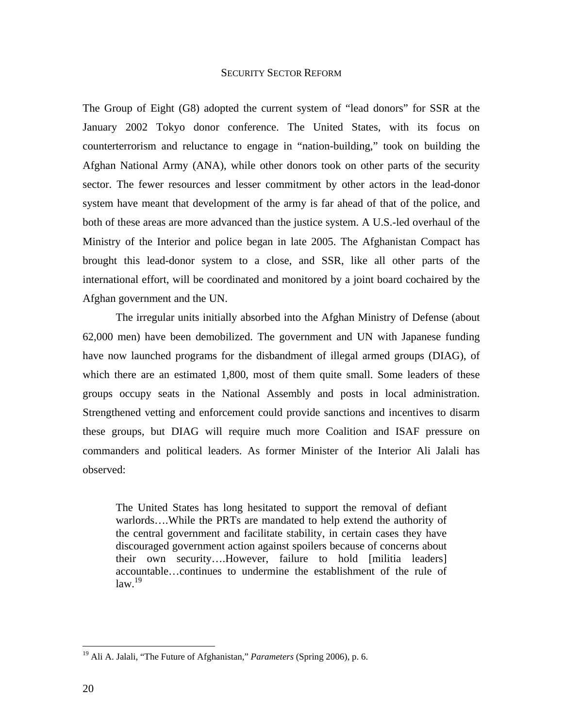The Group of Eight (G8) adopted the current system of "lead donors" for SSR at the January 2002 Tokyo donor conference. The United States, with its focus on counterterrorism and reluctance to engage in "nation-building," took on building the Afghan National Army (ANA), while other donors took on other parts of the security sector. The fewer resources and lesser commitment by other actors in the lead-donor system have meant that development of the army is far ahead of that of the police, and both of these areas are more advanced than the justice system. A U.S.-led overhaul of the Ministry of the Interior and police began in late 2005. The Afghanistan Compact has brought this lead-donor system to a close, and SSR, like all other parts of the international effort, will be coordinated and monitored by a joint board cochaired by the Afghan government and the UN.

The irregular units initially absorbed into the Afghan Ministry of Defense (about 62,000 men) have been demobilized. The government and UN with Japanese funding have now launched programs for the disbandment of illegal armed groups (DIAG), of which there are an estimated 1,800, most of them quite small. Some leaders of these groups occupy seats in the National Assembly and posts in local administration. Strengthened vetting and enforcement could provide sanctions and incentives to disarm these groups, but DIAG will require much more Coalition and ISAF pressure on commanders and political leaders. As former Minister of the Interior Ali Jalali has observed:

> The United States has long hesitated to support the removal of defiant warlords….While the PRTs are mandated to help extend the authority of the central government and facilitate stability, in certain cases they have discouraged government action against spoilers because of concerns about their own security….However, failure to hold [militia leaders] accountable…continues to undermine the establishment of the rule of law.[19]

---

[19] Ali A. Jalali, "The Future of Afghanistan," *Parameters* (Spring 2006), p. 6.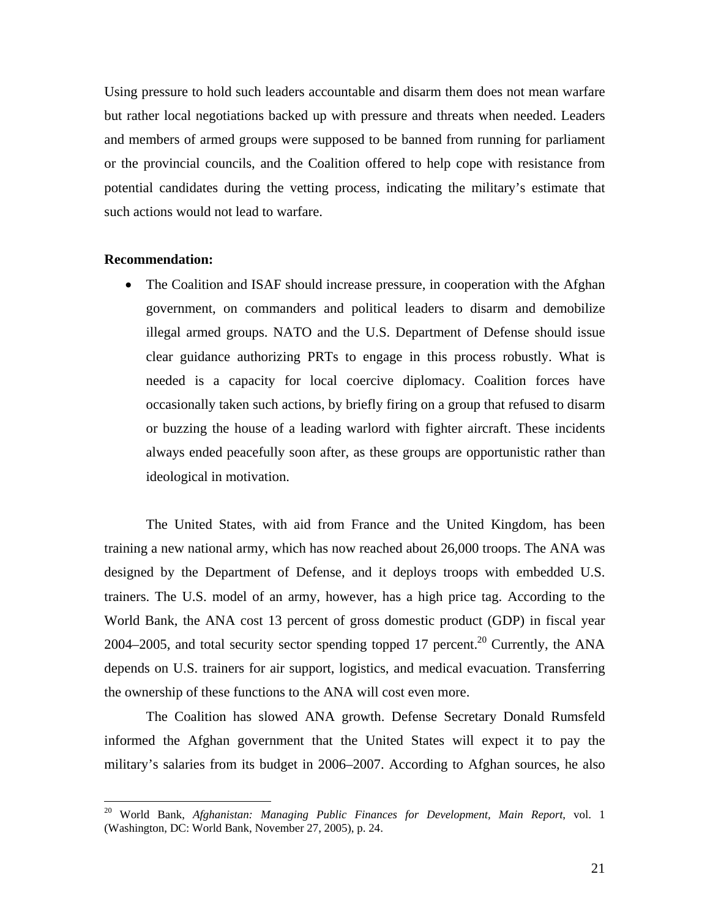Using pressure to hold such leaders accountable and disarm them does not mean warfare but rather local negotiations backed up with pressure and threats when needed. Leaders and members of armed groups were supposed to be banned from running for parliament or the provincial councils, and the Coalition offered to help cope with resistance from potential candidates during the vetting process, indicating the military's estimate that such actions would not lead to warfare.

**Recommendation:**

- The Coalition and ISAF should increase pressure, in cooperation with the Afghan government, on commanders and political leaders to disarm and demobilize illegal armed groups. NATO and the U.S. Department of Defense should issue clear guidance authorizing PRTs to engage in this process robustly. What is needed is a capacity for local coercive diplomacy. Coalition forces have occasionally taken such actions, by briefly firing on a group that refused to disarm or buzzing the house of a leading warlord with fighter aircraft. These incidents always ended peacefully soon after, as these groups are opportunistic rather than ideological in motivation.

The United States, with aid from France and the United Kingdom, has been training a new national army, which has now reached about 26,000 troops. The ANA was designed by the Department of Defense, and it deploys troops with embedded U.S. trainers. The U.S. model of an army, however, has a high price tag. According to the World Bank, the ANA cost 13 percent of gross domestic product (GDP) in fiscal year 2004–2005, and total security sector spending topped 17 percent.[20] Currently, the ANA depends on U.S. trainers for air support, logistics, and medical evacuation. Transferring the ownership of these functions to the ANA will cost even more.

The Coalition has slowed ANA growth. Defense Secretary Donald Rumsfeld informed the Afghan government that the United States will expect it to pay the military's salaries from its budget in 2006–2007. According to Afghan sources, he also

[20] World Bank, *Afghanistan: Managing Public Finances for Development, Main Report*, vol. 1 (Washington, DC: World Bank, November 27, 2005), p. 24.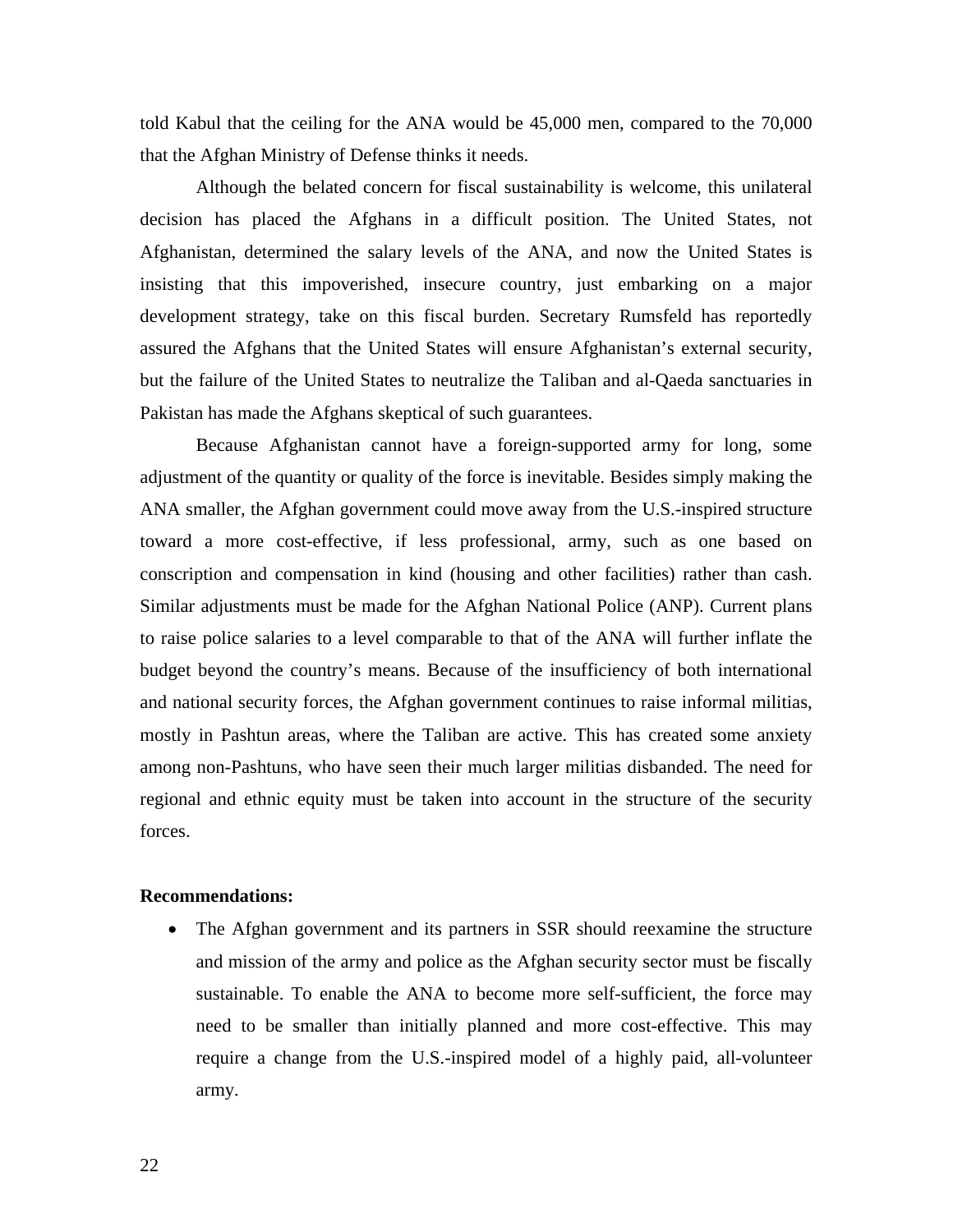told Kabul that the ceiling for the ANA would be 45,000 men, compared to the 70,000 that the Afghan Ministry of Defense thinks it needs.

Although the belated concern for fiscal sustainability is welcome, this unilateral decision has placed the Afghans in a difficult position. The United States, not Afghanistan, determined the salary levels of the ANA, and now the United States is insisting that this impoverished, insecure country, just embarking on a major development strategy, take on this fiscal burden. Secretary Rumsfeld has reportedly assured the Afghans that the United States will ensure Afghanistan's external security, but the failure of the United States to neutralize the Taliban and al-Qaeda sanctuaries in Pakistan has made the Afghans skeptical of such guarantees.

Because Afghanistan cannot have a foreign-supported army for long, some adjustment of the quantity or quality of the force is inevitable. Besides simply making the ANA smaller, the Afghan government could move away from the U.S.-inspired structure toward a more cost-effective, if less professional, army, such as one based on conscription and compensation in kind (housing and other facilities) rather than cash. Similar adjustments must be made for the Afghan National Police (ANP). Current plans to raise police salaries to a level comparable to that of the ANA will further inflate the budget beyond the country's means. Because of the insufficiency of both international and national security forces, the Afghan government continues to raise informal militias, mostly in Pashtun areas, where the Taliban are active. This has created some anxiety among non-Pashtuns, who have seen their much larger militias disbanded. The need for regional and ethnic equity must be taken into account in the structure of the security forces.

**Recommendations:**

- The Afghan government and its partners in SSR should reexamine the structure and mission of the army and police as the Afghan security sector must be fiscally sustainable. To enable the ANA to become more self-sufficient, the force may need to be smaller than initially planned and more cost-effective. This may require a change from the U.S.-inspired model of a highly paid, all-volunteer army.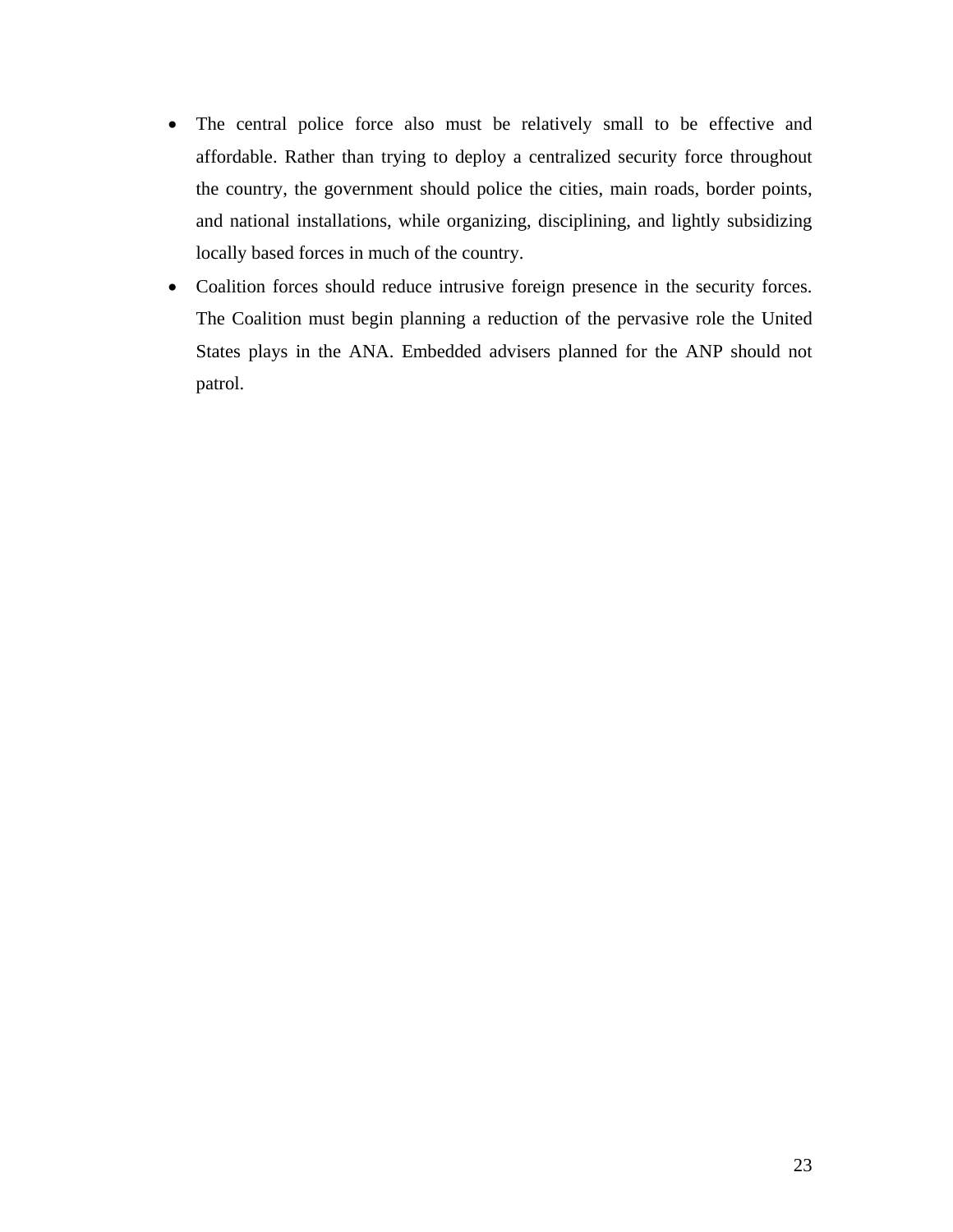- The central police force also must be relatively small to be effective and affordable. Rather than trying to deploy a centralized security force throughout the country, the government should police the cities, main roads, border points, and national installations, while organizing, disciplining, and lightly subsidizing locally based forces in much of the country.
- Coalition forces should reduce intrusive foreign presence in the security forces. The Coalition must begin planning a reduction of the pervasive role the United States plays in the ANA. Embedded advisers planned for the ANP should not patrol.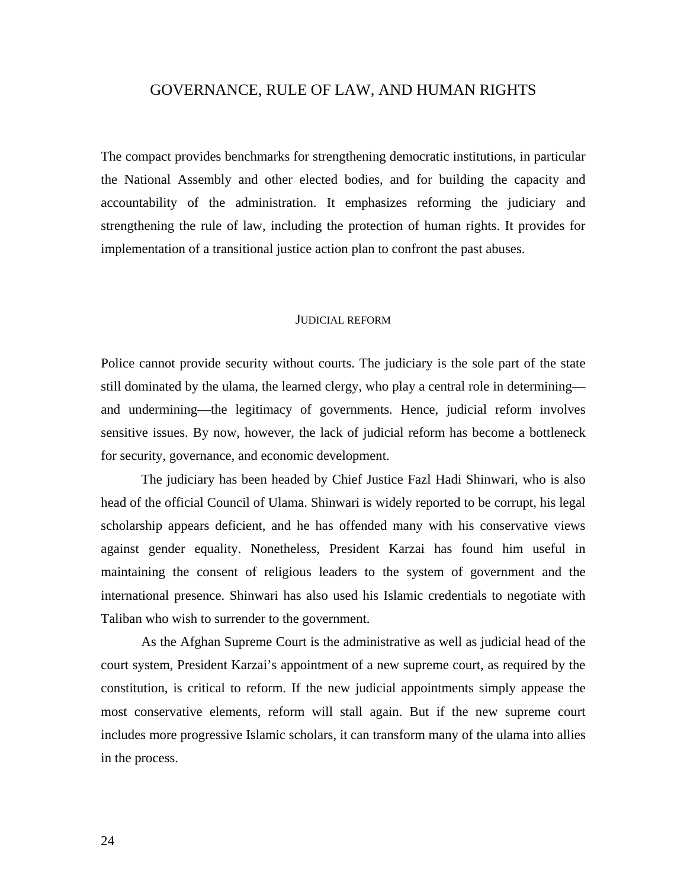## GOVERNANCE, RULE OF LAW, AND HUMAN RIGHTS

The compact provides benchmarks for strengthening democratic institutions, in particular the National Assembly and other elected bodies, and for building the capacity and accountability of the administration. It emphasizes reforming the judiciary and strengthening the rule of law, including the protection of human rights. It provides for implementation of a transitional justice action plan to confront the past abuses.

### JUDICIAL REFORM

Police cannot provide security without courts. The judiciary is the sole part of the state still dominated by the ulama, the learned clergy, who play a central role in determining—and undermining—the legitimacy of governments. Hence, judicial reform involves sensitive issues. By now, however, the lack of judicial reform has become a bottleneck for security, governance, and economic development.

The judiciary has been headed by Chief Justice Fazl Hadi Shinwari, who is also head of the official Council of Ulama. Shinwari is widely reported to be corrupt, his legal scholarship appears deficient, and he has offended many with his conservative views against gender equality. Nonetheless, President Karzai has found him useful in maintaining the consent of religious leaders to the system of government and the international presence. Shinwari has also used his Islamic credentials to negotiate with Taliban who wish to surrender to the government.

As the Afghan Supreme Court is the administrative as well as judicial head of the court system, President Karzai's appointment of a new supreme court, as required by the constitution, is critical to reform. If the new judicial appointments simply appease the most conservative elements, reform will stall again. But if the new supreme court includes more progressive Islamic scholars, it can transform many of the ulama into allies in the process.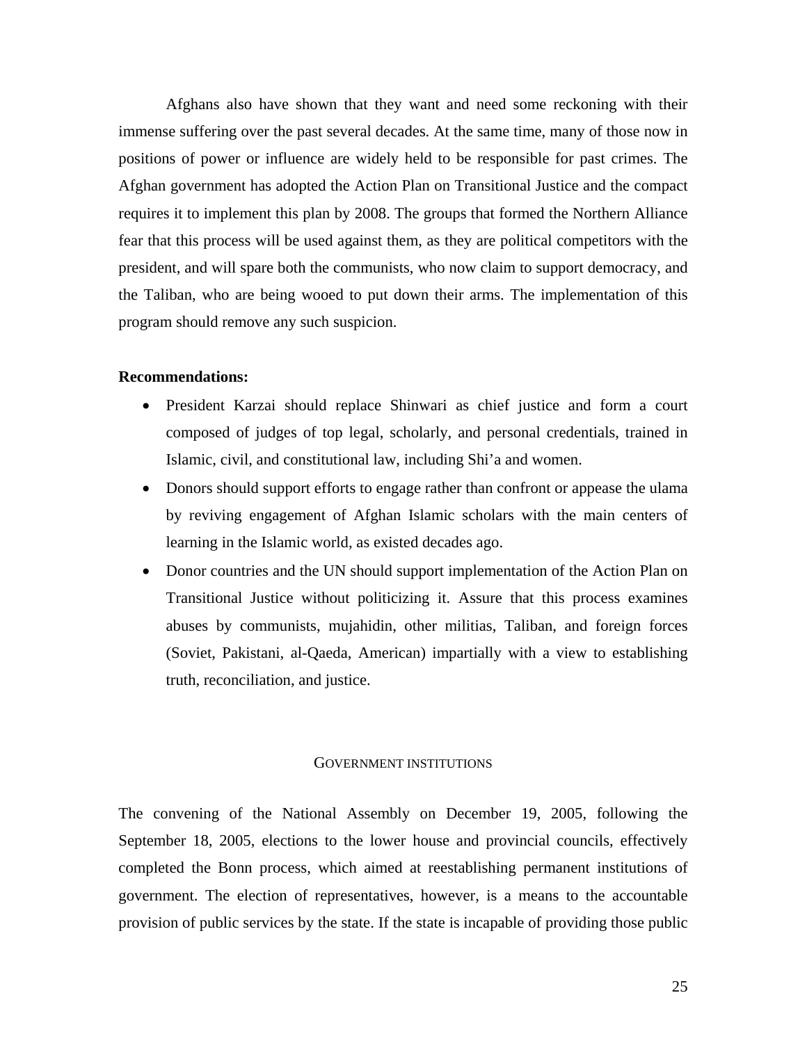Afghans also have shown that they want and need some reckoning with their immense suffering over the past several decades. At the same time, many of those now in positions of power or influence are widely held to be responsible for past crimes. The Afghan government has adopted the Action Plan on Transitional Justice and the compact requires it to implement this plan by 2008. The groups that formed the Northern Alliance fear that this process will be used against them, as they are political competitors with the president, and will spare both the communists, who now claim to support democracy, and the Taliban, who are being wooed to put down their arms. The implementation of this program should remove any such suspicion.

**Recommendations:**

- President Karzai should replace Shinwari as chief justice and form a court composed of judges of top legal, scholarly, and personal credentials, trained in Islamic, civil, and constitutional law, including Shi'a and women.
- Donors should support efforts to engage rather than confront or appease the ulama by reviving engagement of Afghan Islamic scholars with the main centers of learning in the Islamic world, as existed decades ago.
- Donor countries and the UN should support implementation of the Action Plan on Transitional Justice without politicizing it. Assure that this process examines abuses by communists, mujahidin, other militias, Taliban, and foreign forces (Soviet, Pakistani, al-Qaeda, American) impartially with a view to establishing truth, reconciliation, and justice.

## Government Institutions

The convening of the National Assembly on December 19, 2005, following the September 18, 2005, elections to the lower house and provincial councils, effectively completed the Bonn process, which aimed at reestablishing permanent institutions of government. The election of representatives, however, is a means to the accountable provision of public services by the state. If the state is incapable of providing those public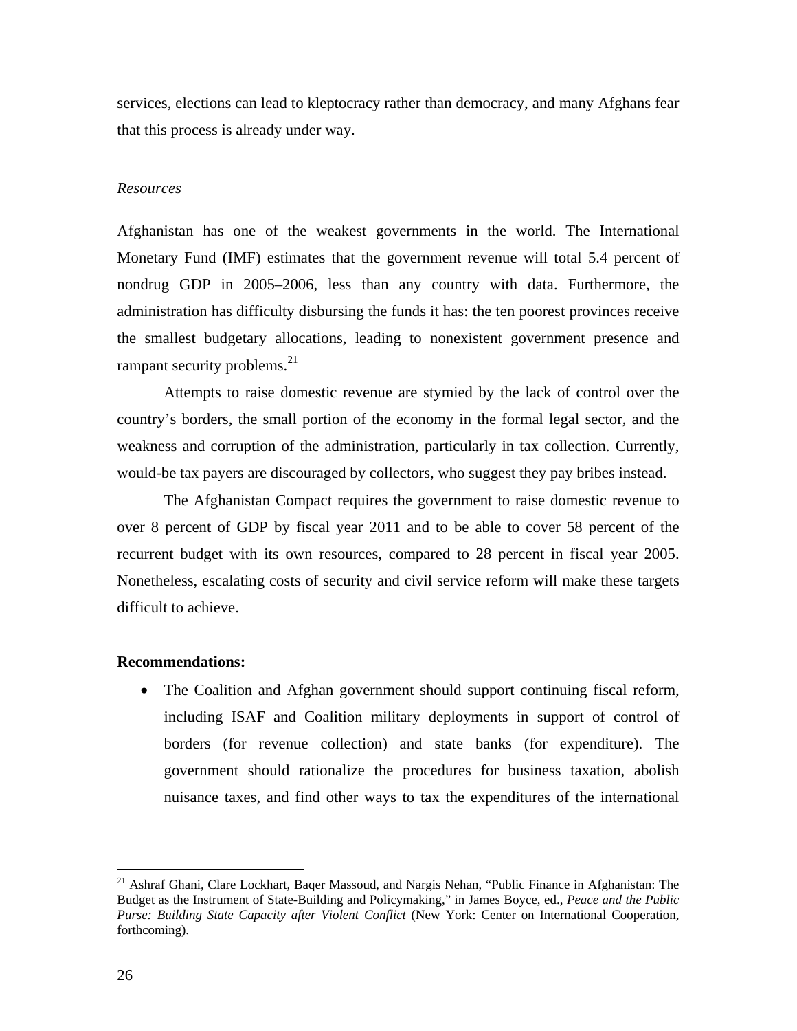services, elections can lead to kleptocracy rather than democracy, and many Afghans fear that this process is already under way.

*Resources*

Afghanistan has one of the weakest governments in the world. The International Monetary Fund (IMF) estimates that the government revenue will total 5.4 percent of nondrug GDP in 2005–2006, less than any country with data. Furthermore, the administration has difficulty disbursing the funds it has: the ten poorest provinces receive the smallest budgetary allocations, leading to nonexistent government presence and rampant security problems.[21]

Attempts to raise domestic revenue are stymied by the lack of control over the country's borders, the small portion of the economy in the formal legal sector, and the weakness and corruption of the administration, particularly in tax collection. Currently, would-be tax payers are discouraged by collectors, who suggest they pay bribes instead.

The Afghanistan Compact requires the government to raise domestic revenue to over 8 percent of GDP by fiscal year 2011 and to be able to cover 58 percent of the recurrent budget with its own resources, compared to 28 percent in fiscal year 2005. Nonetheless, escalating costs of security and civil service reform will make these targets difficult to achieve.

**Recommendations:**

- The Coalition and Afghan government should support continuing fiscal reform, including ISAF and Coalition military deployments in support of control of borders (for revenue collection) and state banks (for expenditure). The government should rationalize the procedures for business taxation, abolish nuisance taxes, and find other ways to tax the expenditures of the international

[21] Ashraf Ghani, Clare Lockhart, Baqer Massoud, and Nargis Nehan, "Public Finance in Afghanistan: The Budget as the Instrument of State-Building and Policymaking," in James Boyce, ed., *Peace and the Public Purse: Building State Capacity after Violent Conflict* (New York: Center on International Cooperation, forthcoming).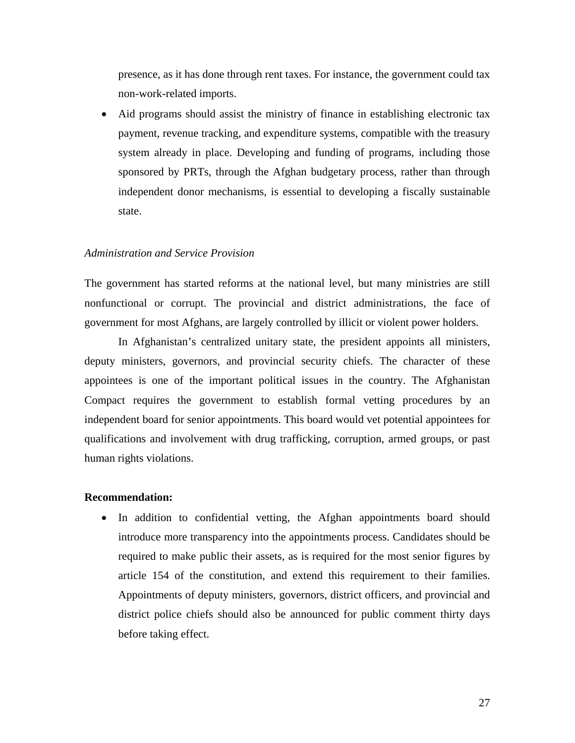presence, as it has done through rent taxes. For instance, the government could tax non-work-related imports.

- Aid programs should assist the ministry of finance in establishing electronic tax payment, revenue tracking, and expenditure systems, compatible with the treasury system already in place. Developing and funding of programs, including those sponsored by PRTs, through the Afghan budgetary process, rather than through independent donor mechanisms, is essential to developing a fiscally sustainable state.

*Administration and Service Provision*

The government has started reforms at the national level, but many ministries are still nonfunctional or corrupt. The provincial and district administrations, the face of government for most Afghans, are largely controlled by illicit or violent power holders.

In Afghanistan's centralized unitary state, the president appoints all ministers, deputy ministers, governors, and provincial security chiefs. The character of these appointees is one of the important political issues in the country. The Afghanistan Compact requires the government to establish formal vetting procedures by an independent board for senior appointments. This board would vet potential appointees for qualifications and involvement with drug trafficking, corruption, armed groups, or past human rights violations.

**Recommendation:**

- In addition to confidential vetting, the Afghan appointments board should introduce more transparency into the appointments process. Candidates should be required to make public their assets, as is required for the most senior figures by article 154 of the constitution, and extend this requirement to their families. Appointments of deputy ministers, governors, district officers, and provincial and district police chiefs should also be announced for public comment thirty days before taking effect.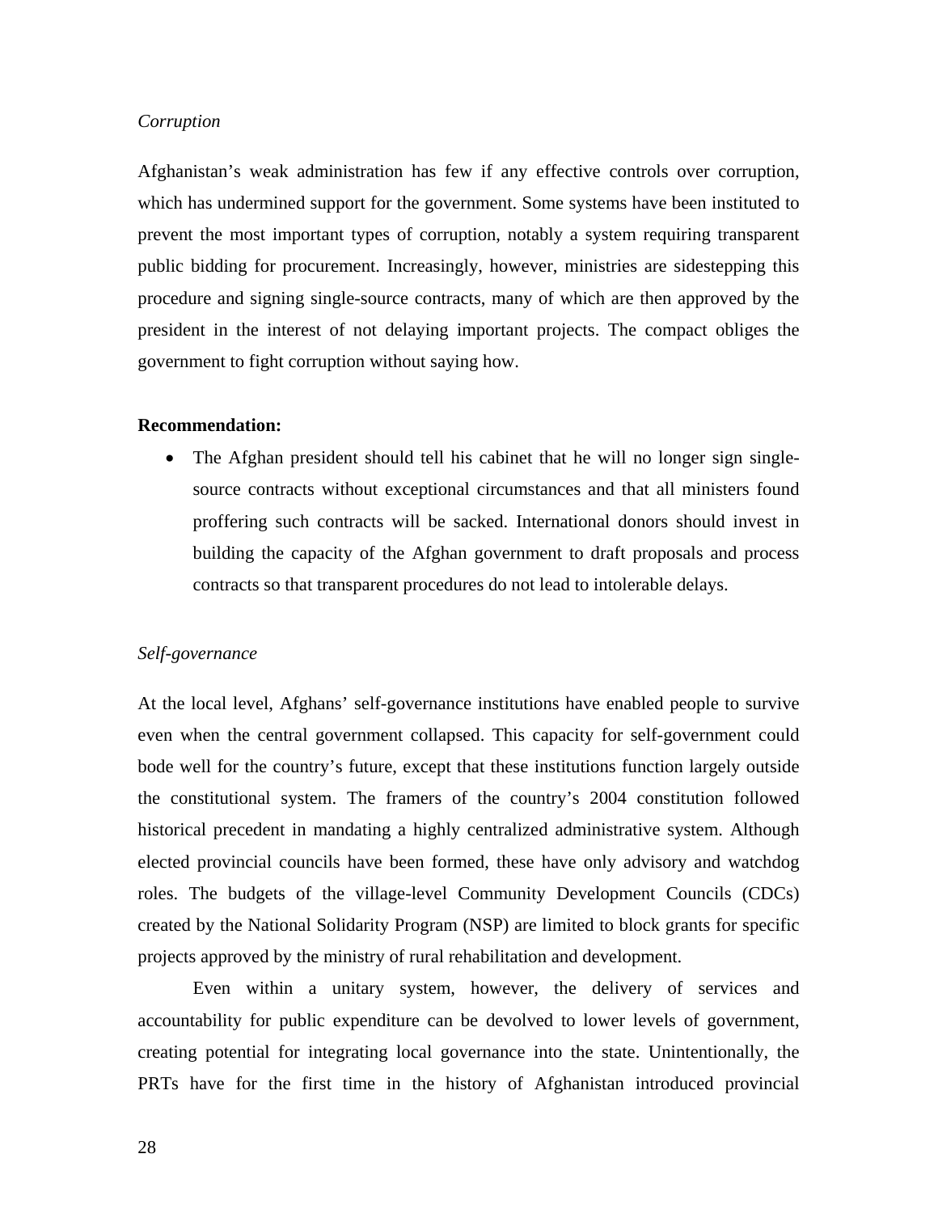*Corruption*

Afghanistan's weak administration has few if any effective controls over corruption, which has undermined support for the government. Some systems have been instituted to prevent the most important types of corruption, notably a system requiring transparent public bidding for procurement. Increasingly, however, ministries are sidestepping this procedure and signing single-source contracts, many of which are then approved by the president in the interest of not delaying important projects. The compact obliges the government to fight corruption without saying how.

**Recommendation:**

- The Afghan president should tell his cabinet that he will no longer sign single-source contracts without exceptional circumstances and that all ministers found proffering such contracts will be sacked. International donors should invest in building the capacity of the Afghan government to draft proposals and process contracts so that transparent procedures do not lead to intolerable delays.

*Self-governance*

At the local level, Afghans' self-governance institutions have enabled people to survive even when the central government collapsed. This capacity for self-government could bode well for the country's future, except that these institutions function largely outside the constitutional system. The framers of the country's 2004 constitution followed historical precedent in mandating a highly centralized administrative system. Although elected provincial councils have been formed, these have only advisory and watchdog roles. The budgets of the village-level Community Development Councils (CDCs) created by the National Solidarity Program (NSP) are limited to block grants for specific projects approved by the ministry of rural rehabilitation and development.

Even within a unitary system, however, the delivery of services and accountability for public expenditure can be devolved to lower levels of government, creating potential for integrating local governance into the state. Unintentionally, the PRTs have for the first time in the history of Afghanistan introduced provincial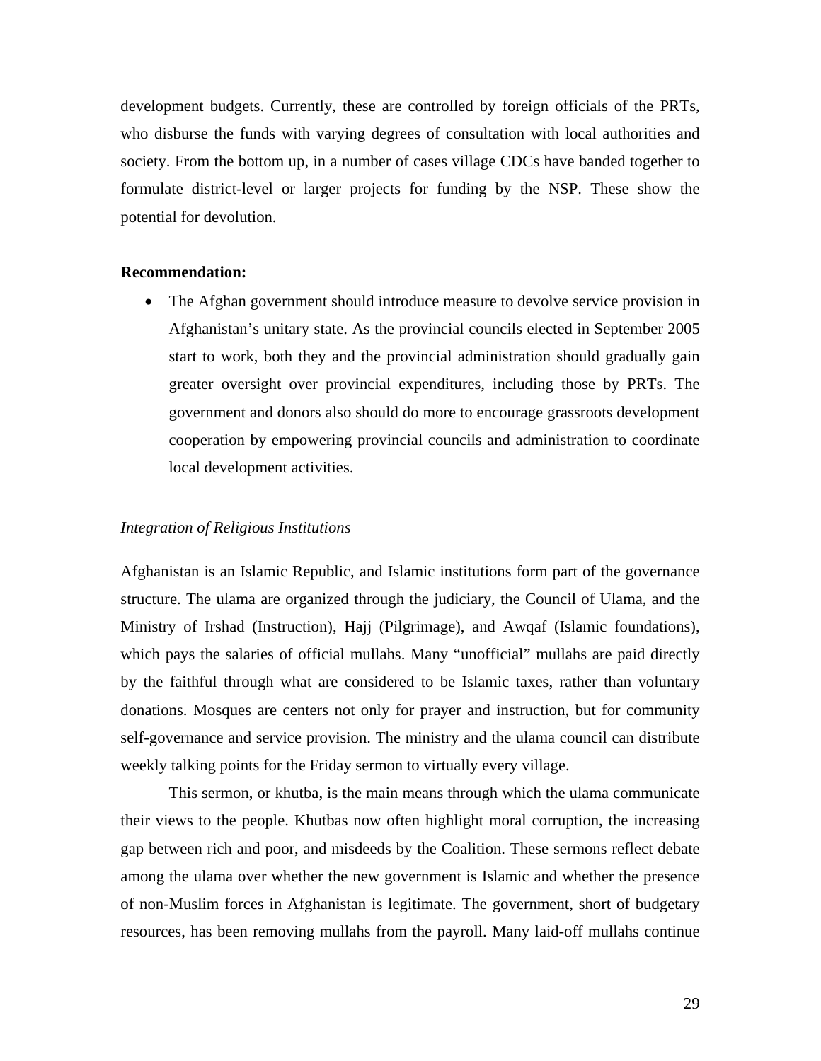development budgets. Currently, these are controlled by foreign officials of the PRTs, who disburse the funds with varying degrees of consultation with local authorities and society. From the bottom up, in a number of cases village CDCs have banded together to formulate district-level or larger projects for funding by the NSP. These show the potential for devolution.

**Recommendation:**

- The Afghan government should introduce measure to devolve service provision in Afghanistan's unitary state. As the provincial councils elected in September 2005 start to work, both they and the provincial administration should gradually gain greater oversight over provincial expenditures, including those by PRTs. The government and donors also should do more to encourage grassroots development cooperation by empowering provincial councils and administration to coordinate local development activities.

*Integration of Religious Institutions*

Afghanistan is an Islamic Republic, and Islamic institutions form part of the governance structure. The ulama are organized through the judiciary, the Council of Ulama, and the Ministry of Irshad (Instruction), Hajj (Pilgrimage), and Awqaf (Islamic foundations), which pays the salaries of official mullahs. Many "unofficial" mullahs are paid directly by the faithful through what are considered to be Islamic taxes, rather than voluntary donations. Mosques are centers not only for prayer and instruction, but for community self-governance and service provision. The ministry and the ulama council can distribute weekly talking points for the Friday sermon to virtually every village.

This sermon, or khutba, is the main means through which the ulama communicate their views to the people. Khutbas now often highlight moral corruption, the increasing gap between rich and poor, and misdeeds by the Coalition. These sermons reflect debate among the ulama over whether the new government is Islamic and whether the presence of non-Muslim forces in Afghanistan is legitimate. The government, short of budgetary resources, has been removing mullahs from the payroll. Many laid-off mullahs continue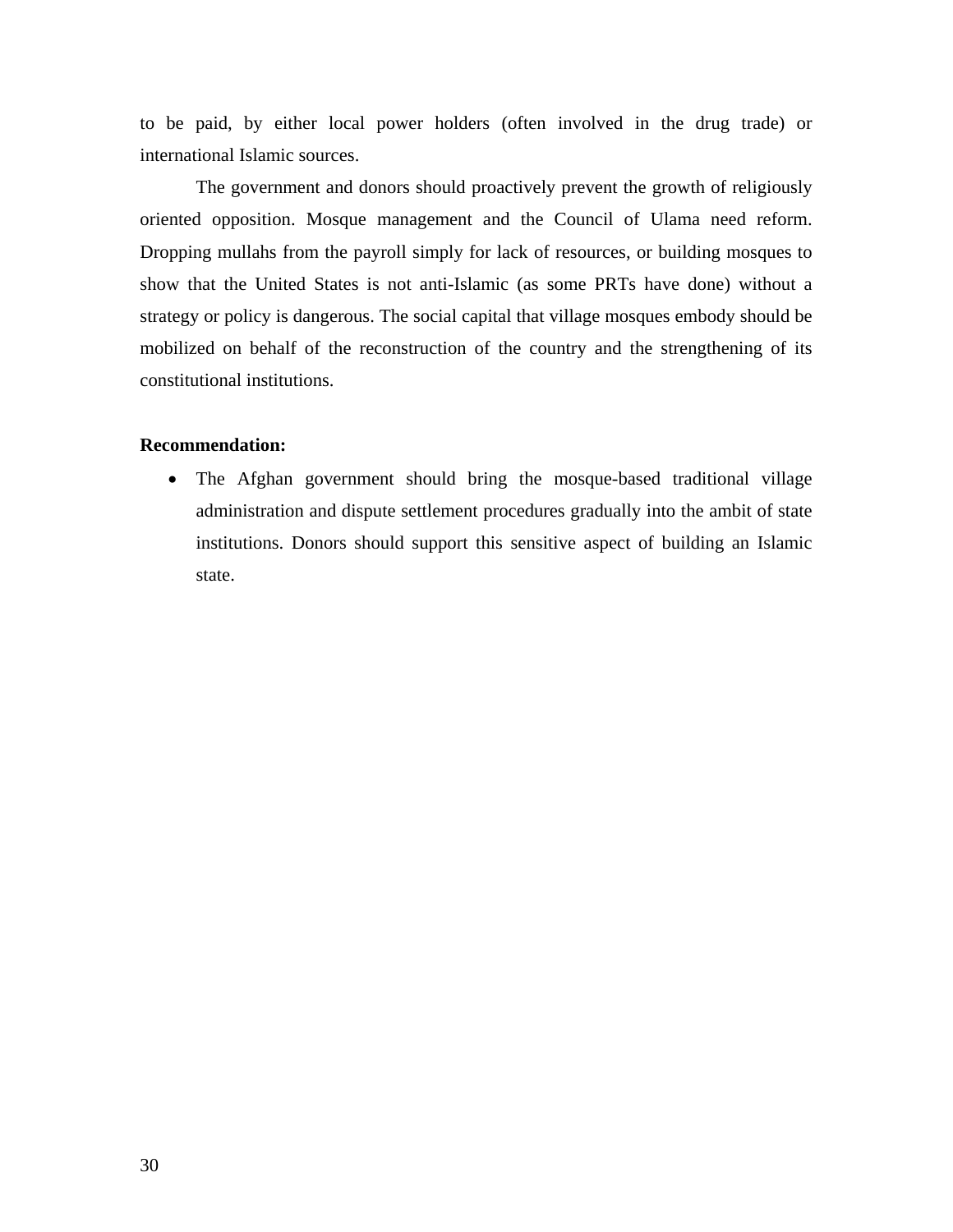to be paid, by either local power holders (often involved in the drug trade) or international Islamic sources.

The government and donors should proactively prevent the growth of religiously oriented opposition. Mosque management and the Council of Ulama need reform. Dropping mullahs from the payroll simply for lack of resources, or building mosques to show that the United States is not anti-Islamic (as some PRTs have done) without a strategy or policy is dangerous. The social capital that village mosques embody should be mobilized on behalf of the reconstruction of the country and the strengthening of its constitutional institutions.

**Recommendation:**

- The Afghan government should bring the mosque-based traditional village administration and dispute settlement procedures gradually into the ambit of state institutions. Donors should support this sensitive aspect of building an Islamic state.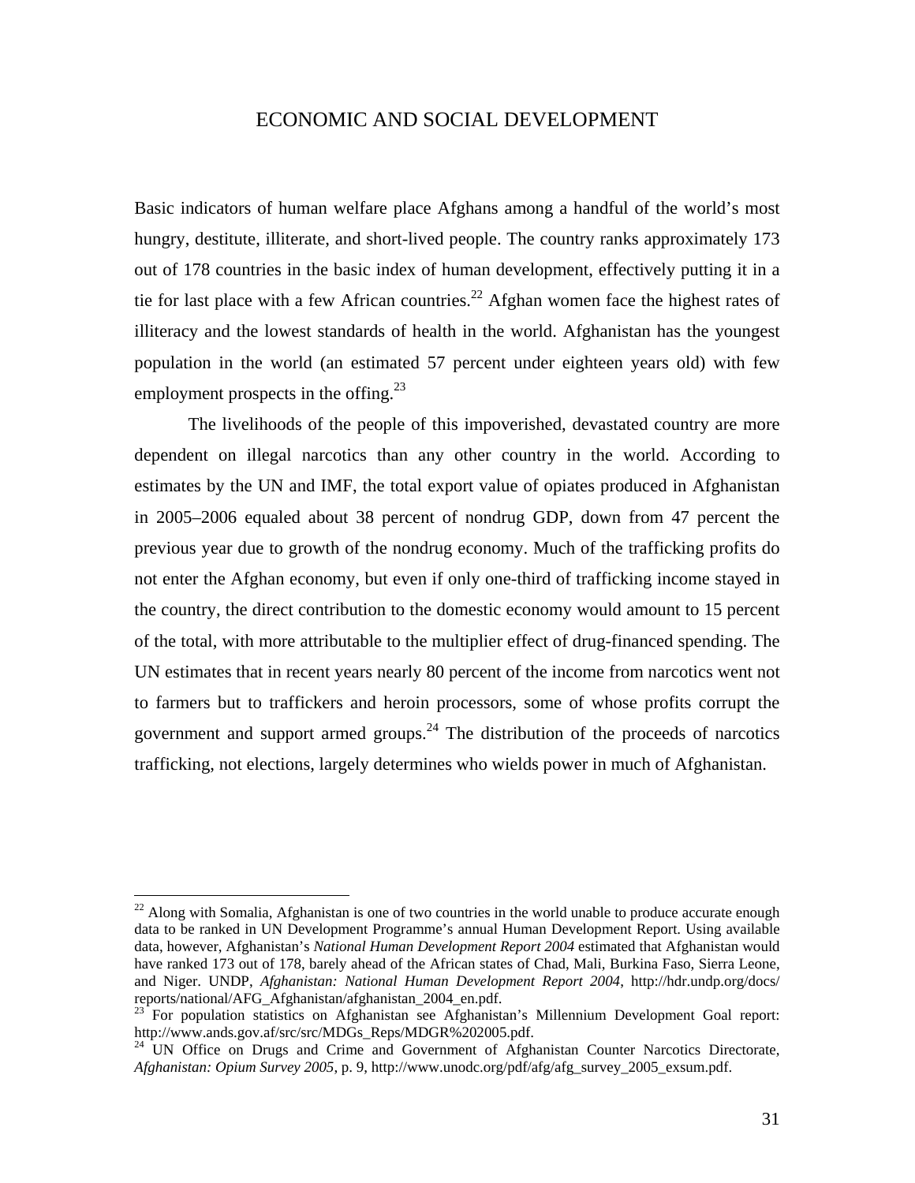## ECONOMIC AND SOCIAL DEVELOPMENT

Basic indicators of human welfare place Afghans among a handful of the world's most hungry, destitute, illiterate, and short-lived people. The country ranks approximately 173 out of 178 countries in the basic index of human development, effectively putting it in a tie for last place with a few African countries.[22] Afghan women face the highest rates of illiteracy and the lowest standards of health in the world. Afghanistan has the youngest population in the world (an estimated 57 percent under eighteen years old) with few employment prospects in the offing.[23]

The livelihoods of the people of this impoverished, devastated country are more dependent on illegal narcotics than any other country in the world. According to estimates by the UN and IMF, the total export value of opiates produced in Afghanistan in 2005–2006 equaled about 38 percent of nondrug GDP, down from 47 percent the previous year due to growth of the nondrug economy. Much of the trafficking profits do not enter the Afghan economy, but even if only one-third of trafficking income stayed in the country, the direct contribution to the domestic economy would amount to 15 percent of the total, with more attributable to the multiplier effect of drug-financed spending. The UN estimates that in recent years nearly 80 percent of the income from narcotics went not to farmers but to traffickers and heroin processors, some of whose profits corrupt the government and support armed groups.[24] The distribution of the proceeds of narcotics trafficking, not elections, largely determines who wields power in much of Afghanistan.

---

[22] Along with Somalia, Afghanistan is one of two countries in the world unable to produce accurate enough data to be ranked in UN Development Programme's annual Human Development Report. Using available data, however, Afghanistan's *National Human Development Report 2004* estimated that Afghanistan would have ranked 173 out of 178, barely ahead of the African states of Chad, Mali, Burkina Faso, Sierra Leone, and Niger. UNDP, *Afghanistan: National Human Development Report 2004*, http://hdr.undp.org/docs/reports/national/AFG_Afghanistan/afghanistan_2004_en.pdf.

[23] For population statistics on Afghanistan see Afghanistan's Millennium Development Goal report: http://www.ands.gov.af/src/src/MDGs_Reps/MDGR%202005.pdf.

[24] UN Office on Drugs and Crime and Government of Afghanistan Counter Narcotics Directorate, *Afghanistan: Opium Survey 2005*, p. 9, http://www.unodc.org/pdf/afg/afg_survey_2005_exsum.pdf.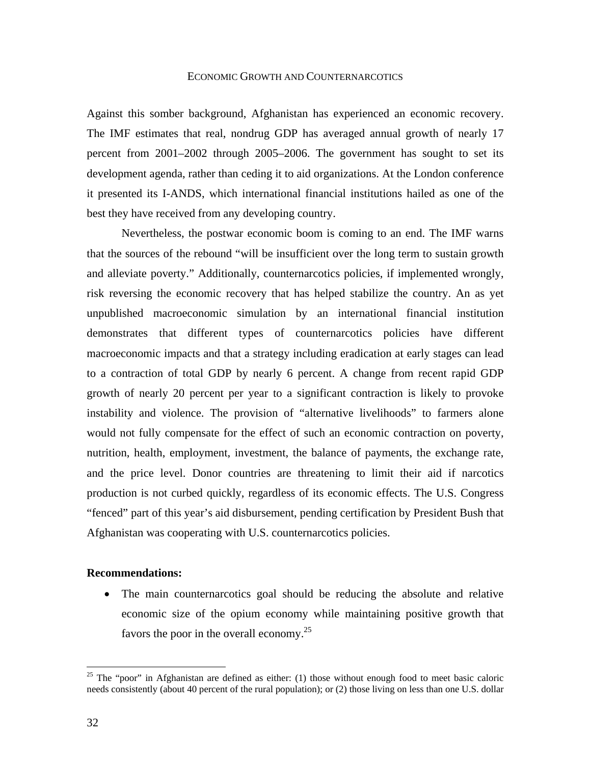## Economic Growth and Counternarcotics

Against this somber background, Afghanistan has experienced an economic recovery. The IMF estimates that real, nondrug GDP has averaged annual growth of nearly 17 percent from 2001–2002 through 2005–2006. The government has sought to set its development agenda, rather than ceding it to aid organizations. At the London conference it presented its I-ANDS, which international financial institutions hailed as one of the best they have received from any developing country.

Nevertheless, the postwar economic boom is coming to an end. The IMF warns that the sources of the rebound "will be insufficient over the long term to sustain growth and alleviate poverty." Additionally, counternarcotics policies, if implemented wrongly, risk reversing the economic recovery that has helped stabilize the country. An as yet unpublished macroeconomic simulation by an international financial institution demonstrates that different types of counternarcotics policies have different macroeconomic impacts and that a strategy including eradication at early stages can lead to a contraction of total GDP by nearly 6 percent. A change from recent rapid GDP growth of nearly 20 percent per year to a significant contraction is likely to provoke instability and violence. The provision of "alternative livelihoods" to farmers alone would not fully compensate for the effect of such an economic contraction on poverty, nutrition, health, employment, investment, the balance of payments, the exchange rate, and the price level. Donor countries are threatening to limit their aid if narcotics production is not curbed quickly, regardless of its economic effects. The U.S. Congress "fenced" part of this year's aid disbursement, pending certification by President Bush that Afghanistan was cooperating with U.S. counternarcotics policies.

**Recommendations:**

- The main counternarcotics goal should be reducing the absolute and relative economic size of the opium economy while maintaining positive growth that favors the poor in the overall economy.[25]

[25] The "poor" in Afghanistan are defined as either: (1) those without enough food to meet basic caloric needs consistently (about 40 percent of the rural population); or (2) those living on less than one U.S. dollar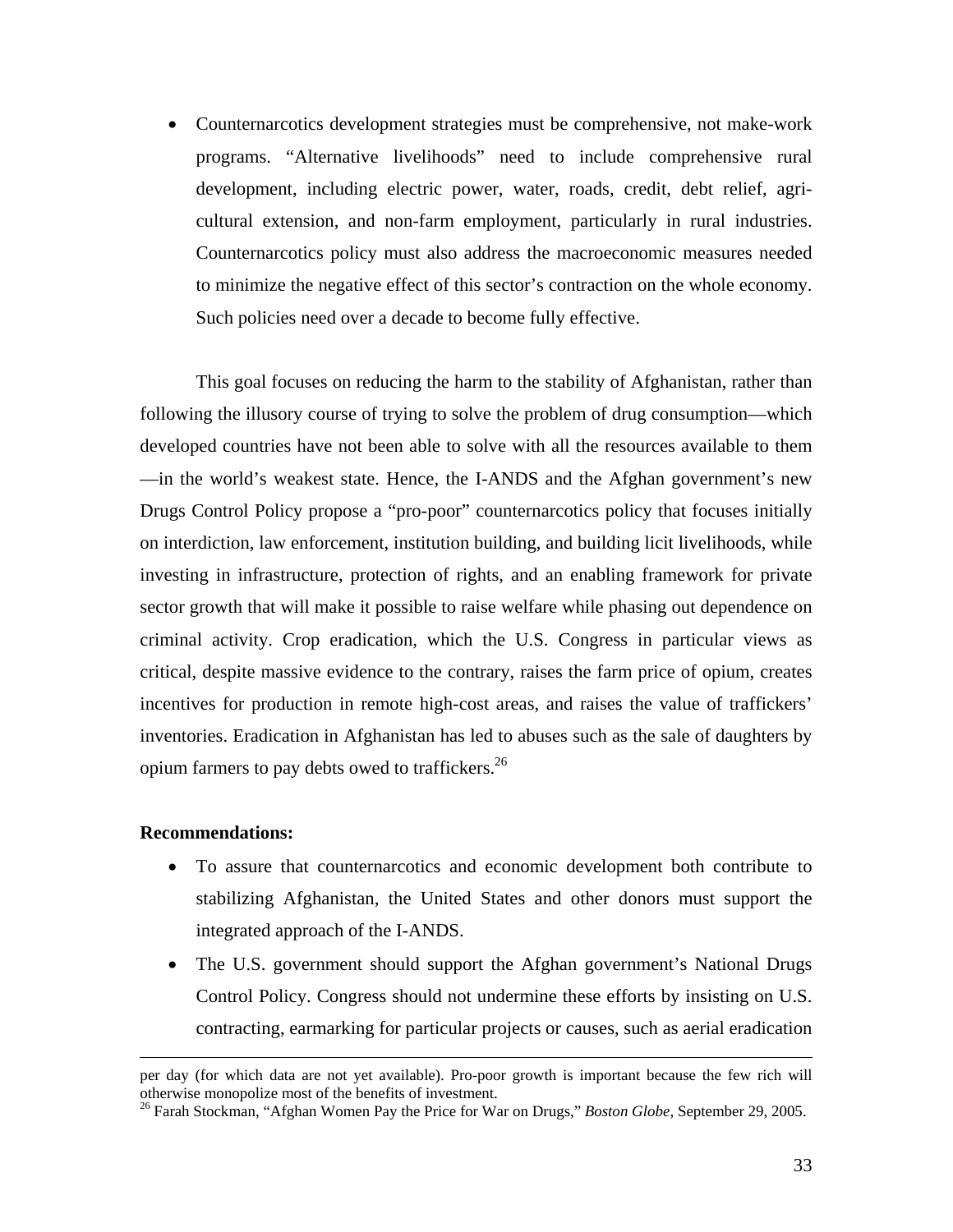- Counternarcotics development strategies must be comprehensive, not make-work programs. "Alternative livelihoods" need to include comprehensive rural development, including electric power, water, roads, credit, debt relief, agri-cultural extension, and non-farm employment, particularly in rural industries. Counternarcotics policy must also address the macroeconomic measures needed to minimize the negative effect of this sector's contraction on the whole economy. Such policies need over a decade to become fully effective.

This goal focuses on reducing the harm to the stability of Afghanistan, rather than following the illusory course of trying to solve the problem of drug consumption—which developed countries have not been able to solve with all the resources available to them—in the world's weakest state. Hence, the I-ANDS and the Afghan government's new Drugs Control Policy propose a "pro-poor" counternarcotics policy that focuses initially on interdiction, law enforcement, institution building, and building licit livelihoods, while investing in infrastructure, protection of rights, and an enabling framework for private sector growth that will make it possible to raise welfare while phasing out dependence on criminal activity. Crop eradication, which the U.S. Congress in particular views as critical, despite massive evidence to the contrary, raises the farm price of opium, creates incentives for production in remote high-cost areas, and raises the value of traffickers' inventories. Eradication in Afghanistan has led to abuses such as the sale of daughters by opium farmers to pay debts owed to traffickers.[26]

**Recommendations:**

- To assure that counternarcotics and economic development both contribute to stabilizing Afghanistan, the United States and other donors must support the integrated approach of the I-ANDS.
- The U.S. government should support the Afghan government's National Drugs Control Policy. Congress should not undermine these efforts by insisting on U.S. contracting, earmarking for particular projects or causes, such as aerial eradication

---

per day (for which data are not yet available). Pro-poor growth is important because the few rich will otherwise monopolize most of the benefits of investment.

[26] Farah Stockman, "Afghan Women Pay the Price for War on Drugs," *Boston Globe*, September 29, 2005.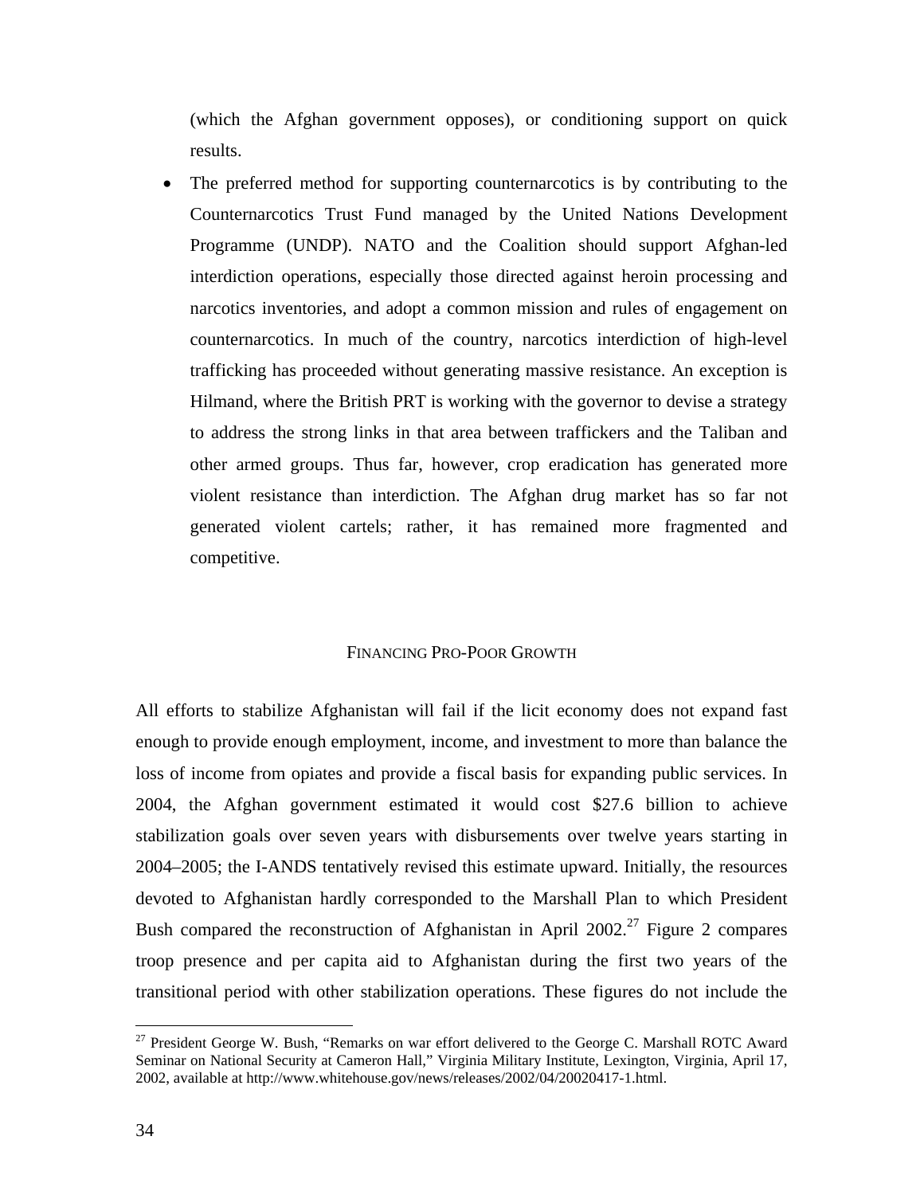(which the Afghan government opposes), or conditioning support on quick results.

- The preferred method for supporting counternarcotics is by contributing to the Counternarcotics Trust Fund managed by the United Nations Development Programme (UNDP). NATO and the Coalition should support Afghan-led interdiction operations, especially those directed against heroin processing and narcotics inventories, and adopt a common mission and rules of engagement on counternarcotics. In much of the country, narcotics interdiction of high-level trafficking has proceeded without generating massive resistance. An exception is Hilmand, where the British PRT is working with the governor to devise a strategy to address the strong links in that area between traffickers and the Taliban and other armed groups. Thus far, however, crop eradication has generated more violent resistance than interdiction. The Afghan drug market has so far not generated violent cartels; rather, it has remained more fragmented and competitive.

## Financing Pro-Poor Growth

All efforts to stabilize Afghanistan will fail if the licit economy does not expand fast enough to provide enough employment, income, and investment to more than balance the loss of income from opiates and provide a fiscal basis for expanding public services. In 2004, the Afghan government estimated it would cost $27.6 billion to achieve stabilization goals over seven years with disbursements over twelve years starting in 2004–2005; the I-ANDS tentatively revised this estimate upward. Initially, the resources devoted to Afghanistan hardly corresponded to the Marshall Plan to which President Bush compared the reconstruction of Afghanistan in April 2002.[27] Figure 2 compares troop presence and per capita aid to Afghanistan during the first two years of the transitional period with other stabilization operations. These figures do not include the

[27] President George W. Bush, "Remarks on war effort delivered to the George C. Marshall ROTC Award Seminar on National Security at Cameron Hall," Virginia Military Institute, Lexington, Virginia, April 17, 2002, available at http://www.whitehouse.gov/news/releases/2002/04/20020417-1.html.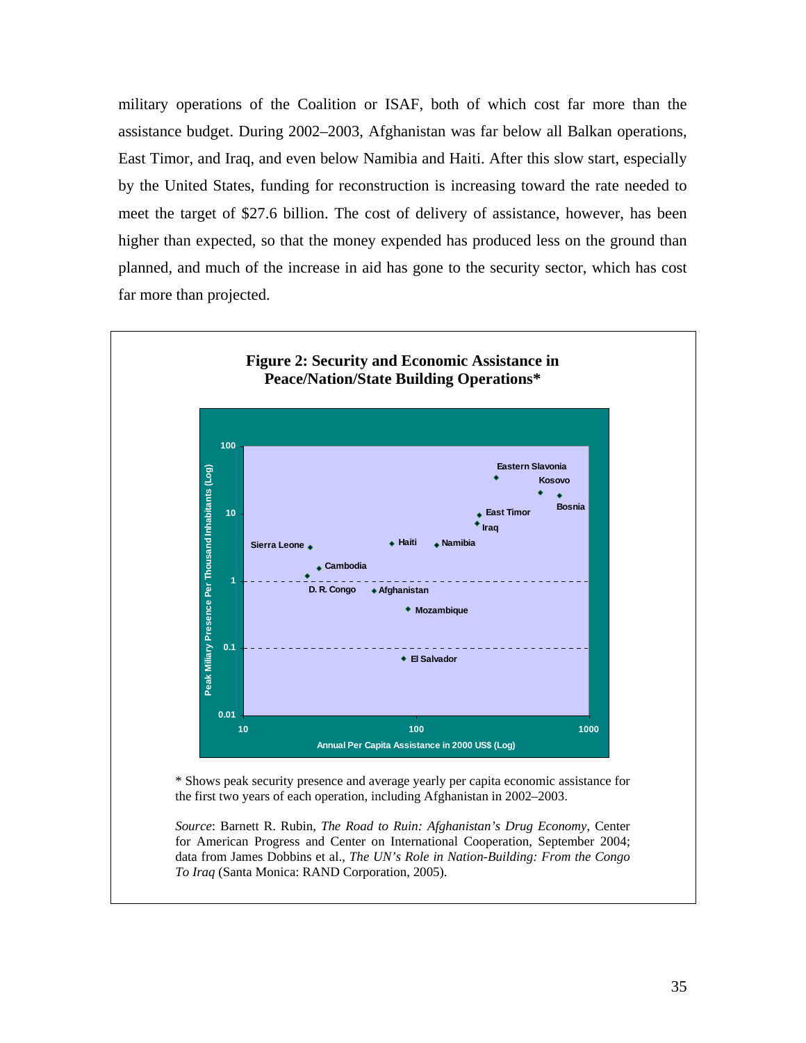military operations of the Coalition or ISAF, both of which cost far more than the assistance budget. During 2002–2003, Afghanistan was far below all Balkan operations, East Timor, and Iraq, and even below Namibia and Haiti. After this slow start, especially by the United States, funding for reconstruction is increasing toward the rate needed to meet the target of $27.6 billion. The cost of delivery of assistance, however, has been higher than expected, so that the money expended has produced less on the ground than planned, and much of the increase in aid has gone to the security sector, which has cost far more than projected.

**Figure 2: Security and Economic Assistance in Peace/Nation/State Building Operations***

* Shows peak security presence and average yearly per capita economic assistance for the first two years of each operation, including Afghanistan in 2002–2003.

*Source*: Barnett R. Rubin, *The Road to Ruin: Afghanistan's Drug Economy*, Center for American Progress and Center on International Cooperation, September 2004; data from James Dobbins et al., *The UN's Role in Nation-Building: From the Congo To Iraq* (Santa Monica: RAND Corporation, 2005).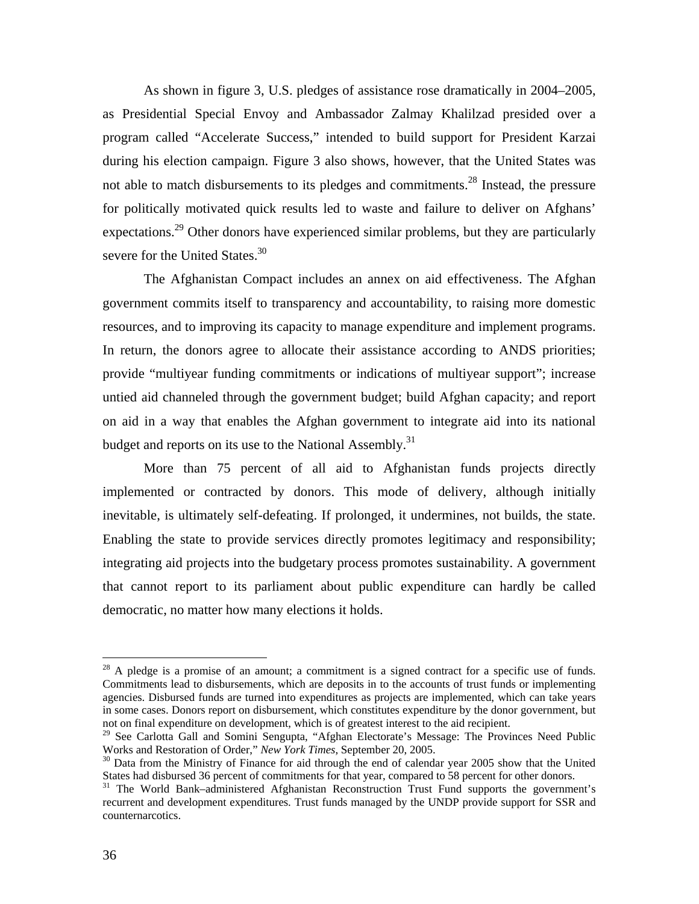As shown in figure 3, U.S. pledges of assistance rose dramatically in 2004–2005, as Presidential Special Envoy and Ambassador Zalmay Khalilzad presided over a program called "Accelerate Success," intended to build support for President Karzai during his election campaign. Figure 3 also shows, however, that the United States was not able to match disbursements to its pledges and commitments.[28] Instead, the pressure for politically motivated quick results led to waste and failure to deliver on Afghans' expectations.[29] Other donors have experienced similar problems, but they are particularly severe for the United States.[30]

The Afghanistan Compact includes an annex on aid effectiveness. The Afghan government commits itself to transparency and accountability, to raising more domestic resources, and to improving its capacity to manage expenditure and implement programs. In return, the donors agree to allocate their assistance according to ANDS priorities; provide "multiyear funding commitments or indications of multiyear support"; increase untied aid channeled through the government budget; build Afghan capacity; and report on aid in a way that enables the Afghan government to integrate aid into its national budget and reports on its use to the National Assembly.[31]

More than 75 percent of all aid to Afghanistan funds projects directly implemented or contracted by donors. This mode of delivery, although initially inevitable, is ultimately self-defeating. If prolonged, it undermines, not builds, the state. Enabling the state to provide services directly promotes legitimacy and responsibility; integrating aid projects into the budgetary process promotes sustainability. A government that cannot report to its parliament about public expenditure can hardly be called democratic, no matter how many elections it holds.

---

[28] A pledge is a promise of an amount; a commitment is a signed contract for a specific use of funds. Commitments lead to disbursements, which are deposits in to the accounts of trust funds or implementing agencies. Disbursed funds are turned into expenditures as projects are implemented, which can take years in some cases. Donors report on disbursement, which constitutes expenditure by the donor government, but not on final expenditure on development, which is of greatest interest to the aid recipient.

[29] See Carlotta Gall and Somini Sengupta, "Afghan Electorate's Message: The Provinces Need Public Works and Restoration of Order," *New York Times*, September 20, 2005.

[30] Data from the Ministry of Finance for aid through the end of calendar year 2005 show that the United States had disbursed 36 percent of commitments for that year, compared to 58 percent for other donors.

[31] The World Bank–administered Afghanistan Reconstruction Trust Fund supports the government's recurrent and development expenditures. Trust funds managed by the UNDP provide support for SSR and counternarcotics.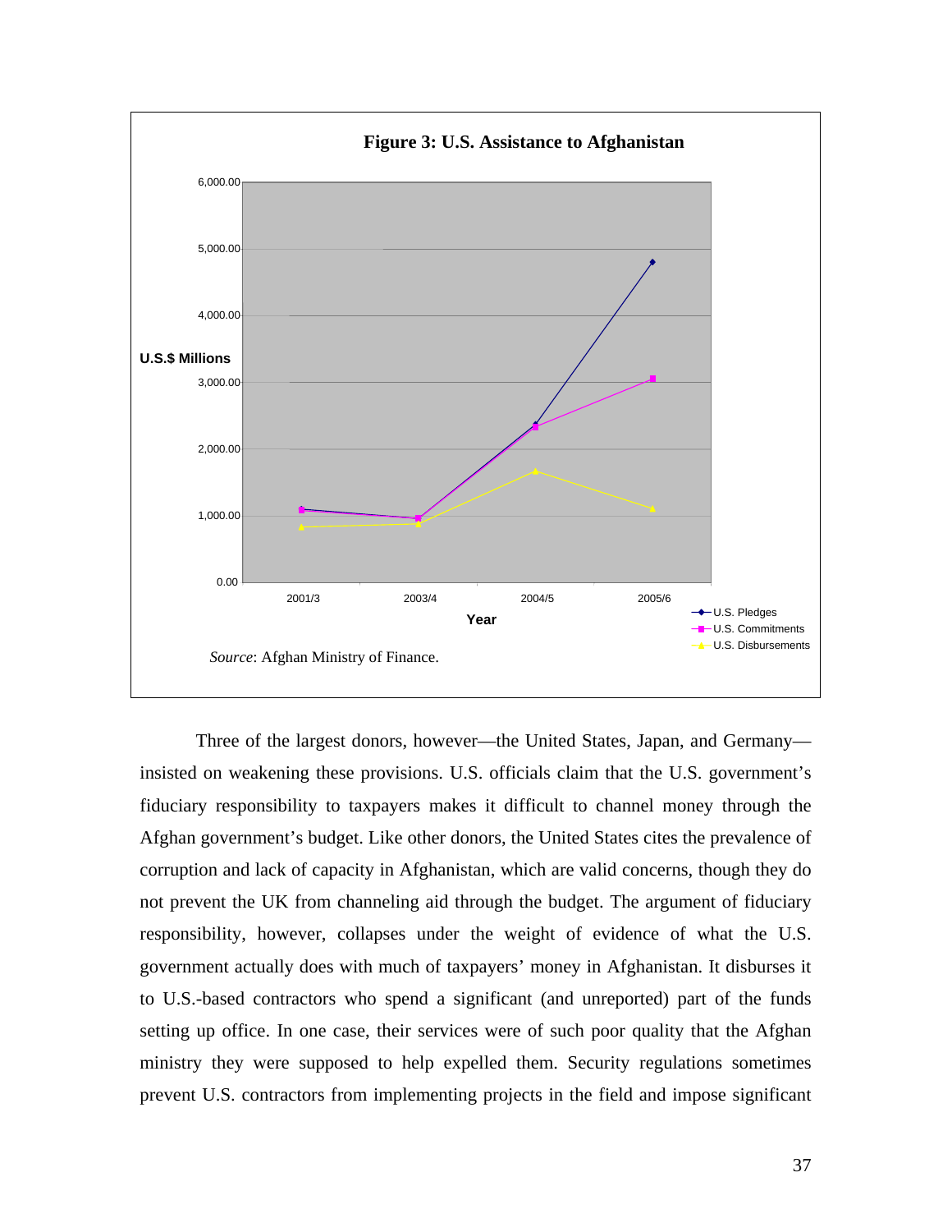**Figure 3: U.S. Assistance to Afghanistan**

*Source*: Afghan Ministry of Finance.

Three of the largest donors, however—the United States, Japan, and Germany—insisted on weakening these provisions. U.S. officials claim that the U.S. government's fiduciary responsibility to taxpayers makes it difficult to channel money through the Afghan government's budget. Like other donors, the United States cites the prevalence of corruption and lack of capacity in Afghanistan, which are valid concerns, though they do not prevent the UK from channeling aid through the budget. The argument of fiduciary responsibility, however, collapses under the weight of evidence of what the U.S. government actually does with much of taxpayers' money in Afghanistan. It disburses it to U.S.-based contractors who spend a significant (and unreported) part of the funds setting up office. In one case, their services were of such poor quality that the Afghan ministry they were supposed to help expelled them. Security regulations sometimes prevent U.S. contractors from implementing projects in the field and impose significant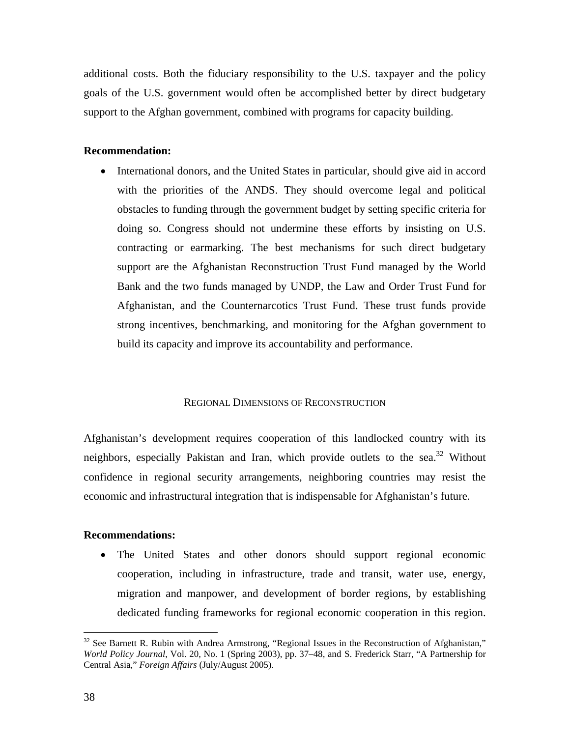additional costs. Both the fiduciary responsibility to the U.S. taxpayer and the policy goals of the U.S. government would often be accomplished better by direct budgetary support to the Afghan government, combined with programs for capacity building.

**Recommendation:**

- International donors, and the United States in particular, should give aid in accord with the priorities of the ANDS. They should overcome legal and political obstacles to funding through the government budget by setting specific criteria for doing so. Congress should not undermine these efforts by insisting on U.S. contracting or earmarking. The best mechanisms for such direct budgetary support are the Afghanistan Reconstruction Trust Fund managed by the World Bank and the two funds managed by UNDP, the Law and Order Trust Fund for Afghanistan, and the Counternarcotics Trust Fund. These trust funds provide strong incentives, benchmarking, and monitoring for the Afghan government to build its capacity and improve its accountability and performance.

## Regional Dimensions of Reconstruction

Afghanistan's development requires cooperation of this landlocked country with its neighbors, especially Pakistan and Iran, which provide outlets to the sea.[32] Without confidence in regional security arrangements, neighboring countries may resist the economic and infrastructural integration that is indispensable for Afghanistan's future.

**Recommendations:**

- The United States and other donors should support regional economic cooperation, including in infrastructure, trade and transit, water use, energy, migration and manpower, and development of border regions, by establishing dedicated funding frameworks for regional economic cooperation in this region.

---

[32] See Barnett R. Rubin with Andrea Armstrong, "Regional Issues in the Reconstruction of Afghanistan," *World Policy Journal*, Vol. 20, No. 1 (Spring 2003), pp. 37–48, and S. Frederick Starr, "A Partnership for Central Asia," *Foreign Affairs* (July/August 2005).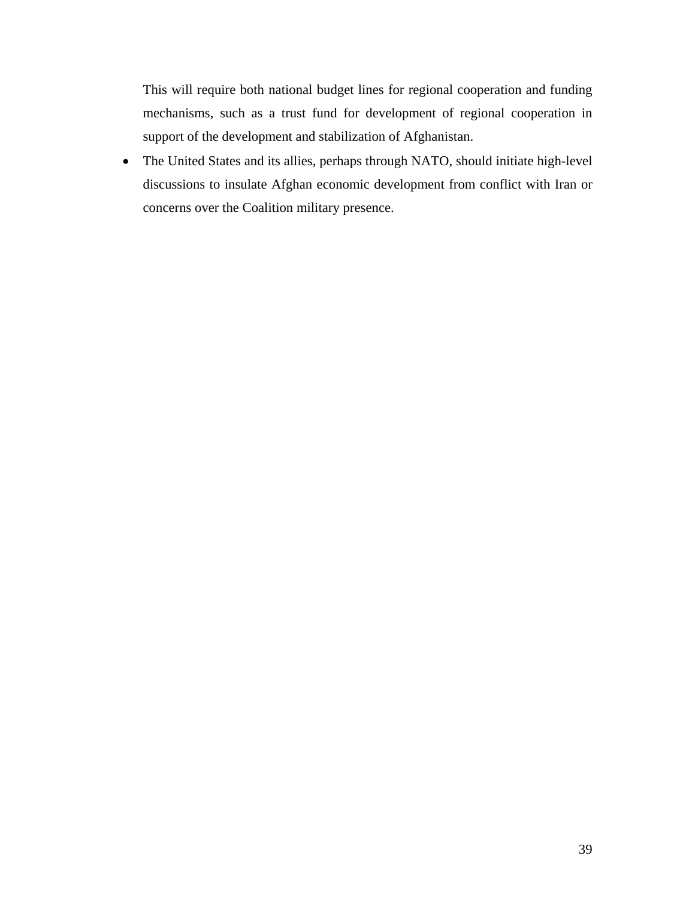This will require both national budget lines for regional cooperation and funding mechanisms, such as a trust fund for development of regional cooperation in support of the development and stabilization of Afghanistan.

- The United States and its allies, perhaps through NATO, should initiate high-level discussions to insulate Afghan economic development from conflict with Iran or concerns over the Coalition military presence.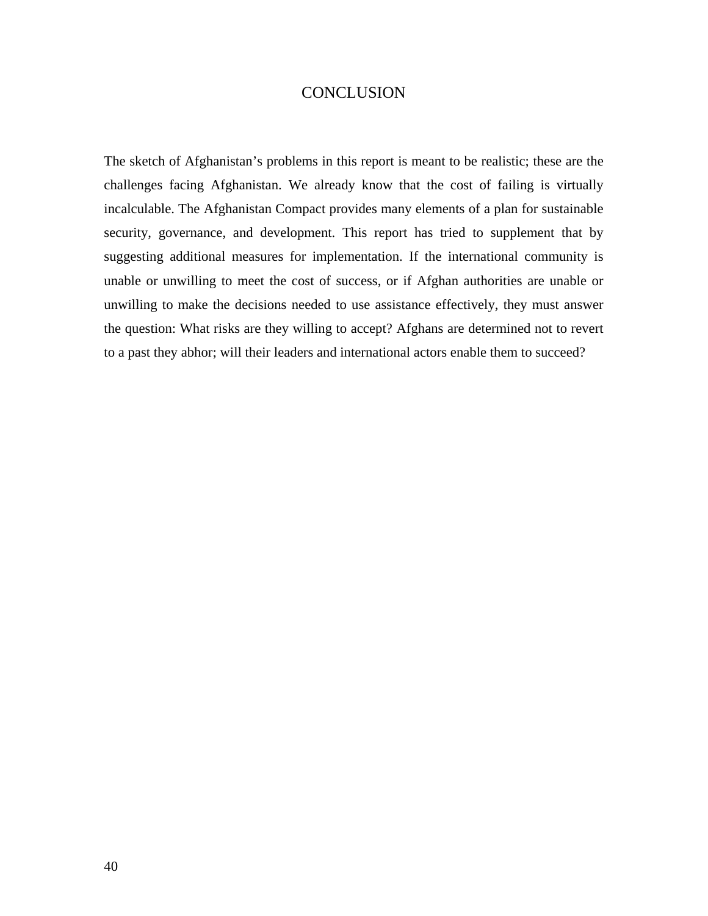# CONCLUSION

The sketch of Afghanistan's problems in this report is meant to be realistic; these are the challenges facing Afghanistan. We already know that the cost of failing is virtually incalculable. The Afghanistan Compact provides many elements of a plan for sustainable security, governance, and development. This report has tried to supplement that by suggesting additional measures for implementation. If the international community is unable or unwilling to meet the cost of success, or if Afghan authorities are unable or unwilling to make the decisions needed to use assistance effectively, they must answer the question: What risks are they willing to accept? Afghans are determined not to revert to a past they abhor; will their leaders and international actors enable them to succeed?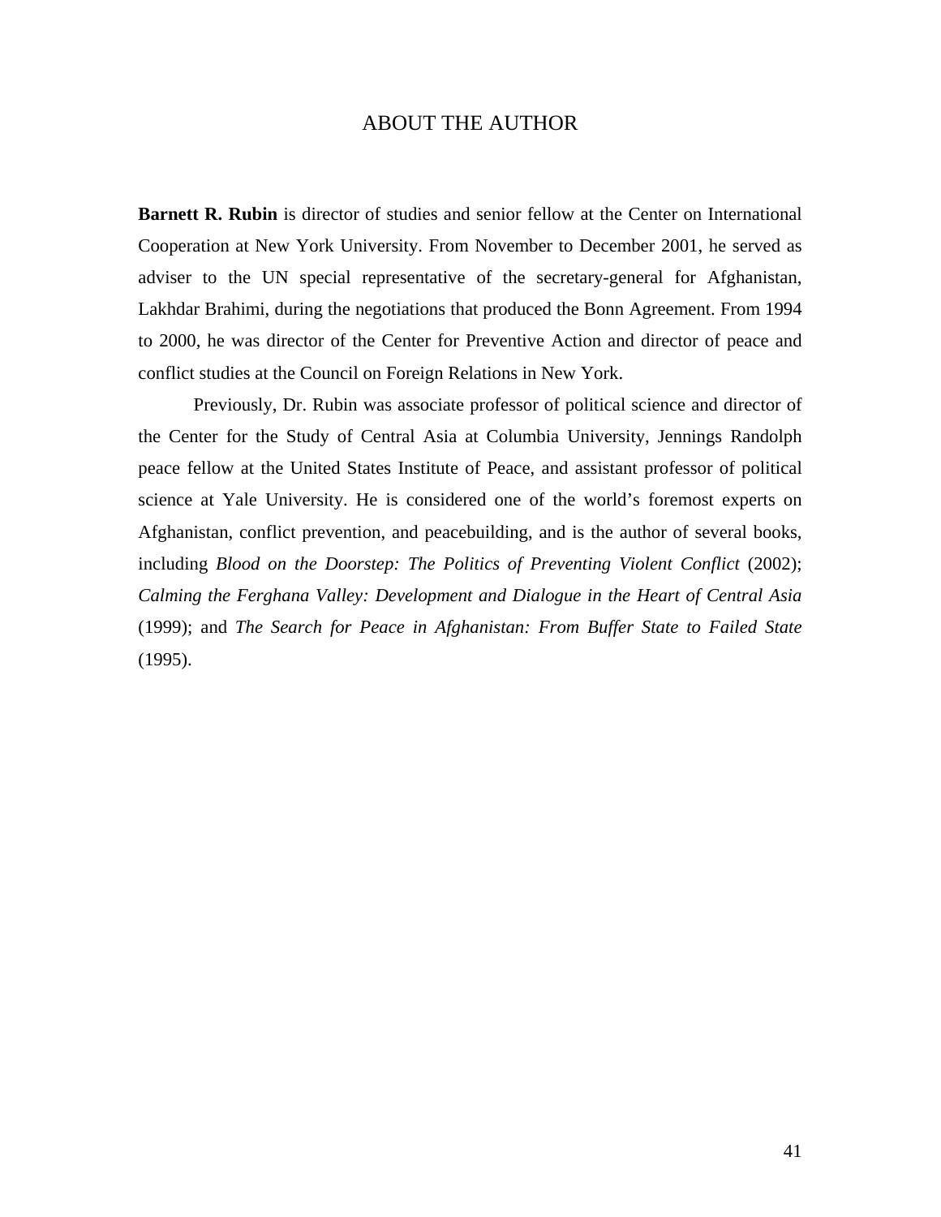# ABOUT THE AUTHOR

**Barnett R. Rubin** is director of studies and senior fellow at the Center on International Cooperation at New York University. From November to December 2001, he served as adviser to the UN special representative of the secretary-general for Afghanistan, Lakhdar Brahimi, during the negotiations that produced the Bonn Agreement. From 1994 to 2000, he was director of the Center for Preventive Action and director of peace and conflict studies at the Council on Foreign Relations in New York.

Previously, Dr. Rubin was associate professor of political science and director of the Center for the Study of Central Asia at Columbia University, Jennings Randolph peace fellow at the United States Institute of Peace, and assistant professor of political science at Yale University. He is considered one of the world's foremost experts on Afghanistan, conflict prevention, and peacebuilding, and is the author of several books, including *Blood on the Doorstep: The Politics of Preventing Violent Conflict* (2002); *Calming the Ferghana Valley: Development and Dialogue in the Heart of Central Asia* (1999); and *The Search for Peace in Afghanistan: From Buffer State to Failed State* (1995).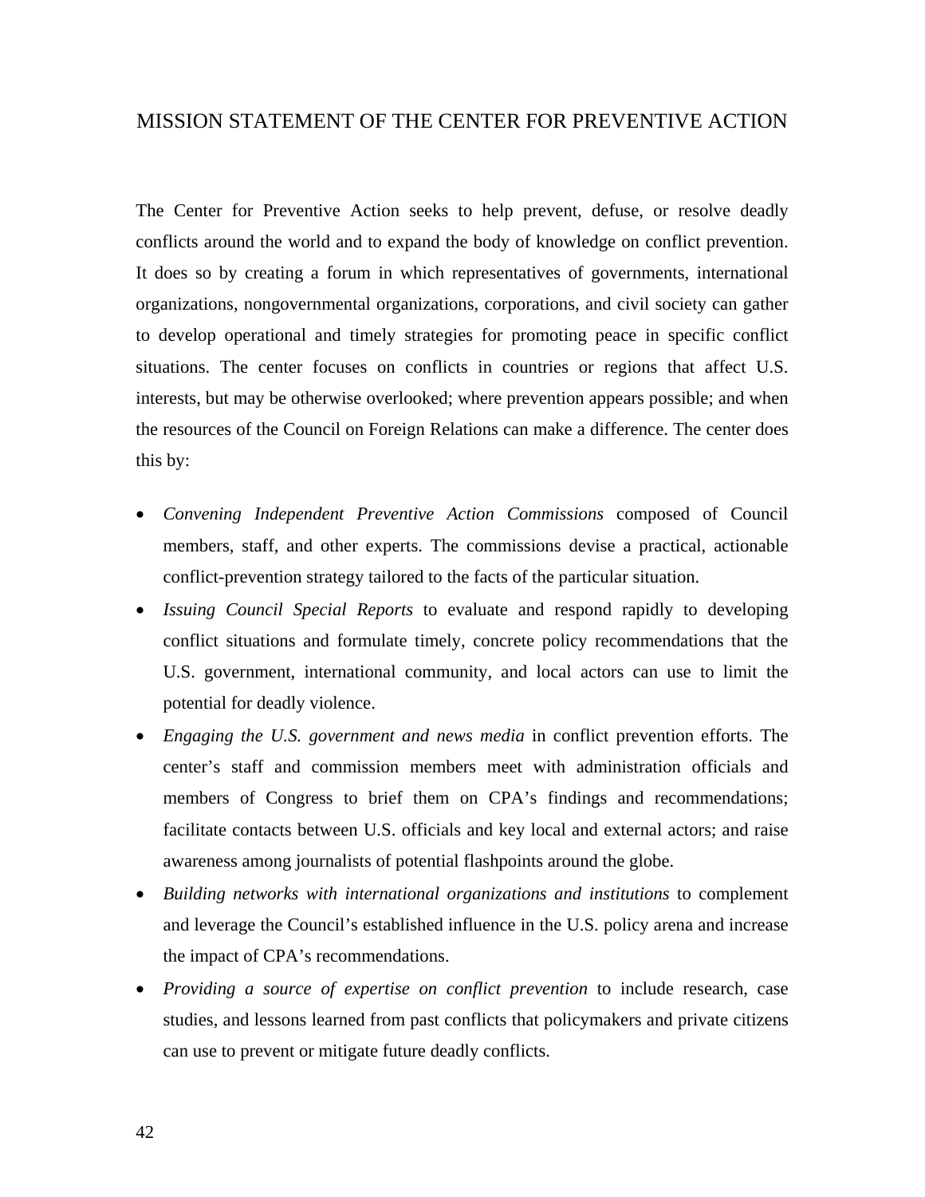# MISSION STATEMENT OF THE CENTER FOR PREVENTIVE ACTION

The Center for Preventive Action seeks to help prevent, defuse, or resolve deadly conflicts around the world and to expand the body of knowledge on conflict prevention. It does so by creating a forum in which representatives of governments, international organizations, nongovernmental organizations, corporations, and civil society can gather to develop operational and timely strategies for promoting peace in specific conflict situations. The center focuses on conflicts in countries or regions that affect U.S. interests, but may be otherwise overlooked; where prevention appears possible; and when the resources of the Council on Foreign Relations can make a difference. The center does this by:

- *Convening Independent Preventive Action Commissions* composed of Council members, staff, and other experts. The commissions devise a practical, actionable conflict-prevention strategy tailored to the facts of the particular situation.
- *Issuing Council Special Reports* to evaluate and respond rapidly to developing conflict situations and formulate timely, concrete policy recommendations that the U.S. government, international community, and local actors can use to limit the potential for deadly violence.
- *Engaging the U.S. government and news media* in conflict prevention efforts. The center's staff and commission members meet with administration officials and members of Congress to brief them on CPA's findings and recommendations; facilitate contacts between U.S. officials and key local and external actors; and raise awareness among journalists of potential flashpoints around the globe.
- *Building networks with international organizations and institutions* to complement and leverage the Council's established influence in the U.S. policy arena and increase the impact of CPA's recommendations.
- *Providing a source of expertise on conflict prevention* to include research, case studies, and lessons learned from past conflicts that policymakers and private citizens can use to prevent or mitigate future deadly conflicts.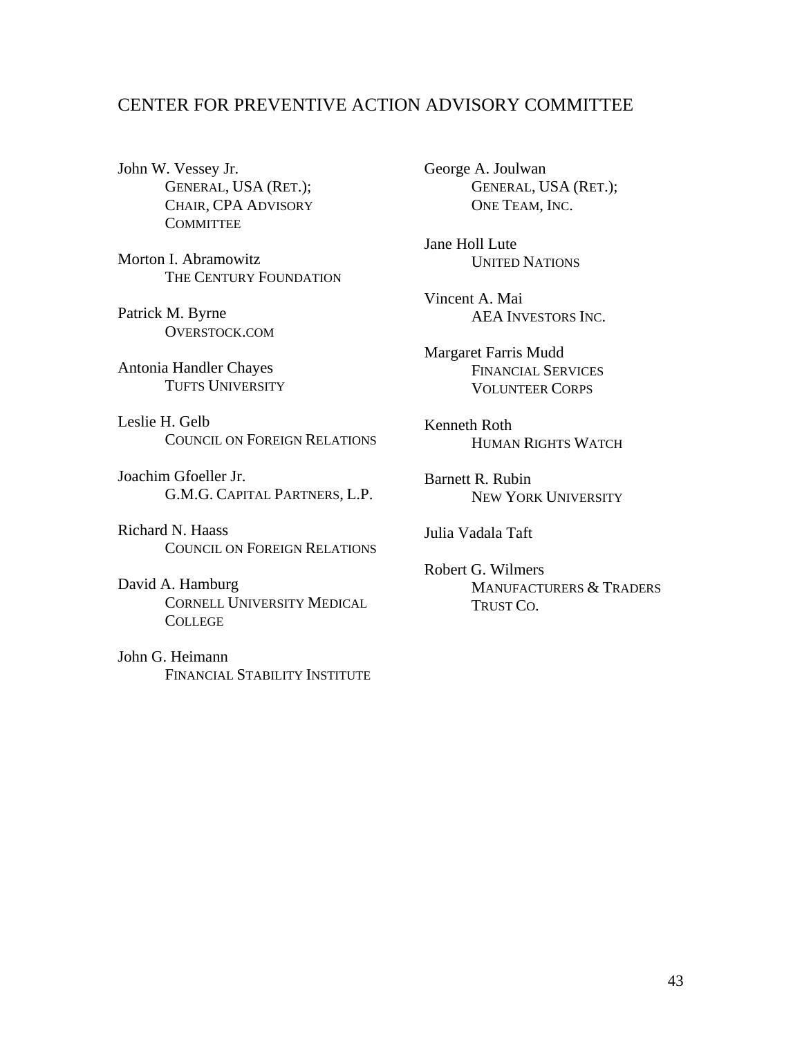## CENTER FOR PREVENTIVE ACTION ADVISORY COMMITTEE

John W. Vessey Jr.
GENERAL, USA (RET.); CHAIR, CPA ADVISORY COMMITTEE

Morton I. Abramowitz
THE CENTURY FOUNDATION

Patrick M. Byrne
OVERSTOCK.COM

Antonia Handler Chayes
TUFTS UNIVERSITY

Leslie H. Gelb
COUNCIL ON FOREIGN RELATIONS

Joachim Gfoeller Jr.
G.M.G. CAPITAL PARTNERS, L.P.

Richard N. Haass
COUNCIL ON FOREIGN RELATIONS

David A. Hamburg
CORNELL UNIVERSITY MEDICAL COLLEGE

John G. Heimann
FINANCIAL STABILITY INSTITUTE

George A. Joulwan
GENERAL, USA (RET.); ONE TEAM, INC.

Jane Holl Lute
UNITED NATIONS

Vincent A. Mai
AEA INVESTORS INC.

Margaret Farris Mudd
FINANCIAL SERVICES VOLUNTEER CORPS

Kenneth Roth
HUMAN RIGHTS WATCH

Barnett R. Rubin
NEW YORK UNIVERSITY

Julia Vadala Taft

Robert G. Wilmers
MANUFACTURERS & TRADERS TRUST CO.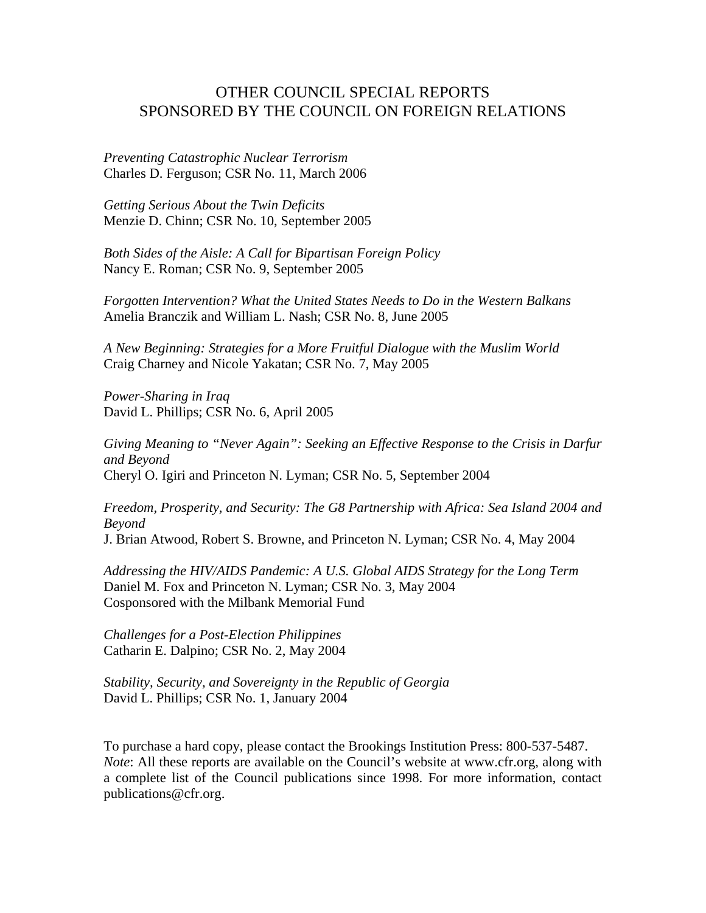# OTHER COUNCIL SPECIAL REPORTS SPONSORED BY THE COUNCIL ON FOREIGN RELATIONS

*Preventing Catastrophic Nuclear Terrorism*
Charles D. Ferguson; CSR No. 11, March 2006

*Getting Serious About the Twin Deficits*
Menzie D. Chinn; CSR No. 10, September 2005

*Both Sides of the Aisle: A Call for Bipartisan Foreign Policy*
Nancy E. Roman; CSR No. 9, September 2005

*Forgotten Intervention? What the United States Needs to Do in the Western Balkans*
Amelia Branczik and William L. Nash; CSR No. 8, June 2005

*A New Beginning: Strategies for a More Fruitful Dialogue with the Muslim World*
Craig Charney and Nicole Yakatan; CSR No. 7, May 2005

*Power-Sharing in Iraq*
David L. Phillips; CSR No. 6, April 2005

*Giving Meaning to "Never Again": Seeking an Effective Response to the Crisis in Darfur and Beyond*
Cheryl O. Igiri and Princeton N. Lyman; CSR No. 5, September 2004

*Freedom, Prosperity, and Security: The G8 Partnership with Africa: Sea Island 2004 and Beyond*
J. Brian Atwood, Robert S. Browne, and Princeton N. Lyman; CSR No. 4, May 2004

*Addressing the HIV/AIDS Pandemic: A U.S. Global AIDS Strategy for the Long Term*
Daniel M. Fox and Princeton N. Lyman; CSR No. 3, May 2004
Cosponsored with the Milbank Memorial Fund

*Challenges for a Post-Election Philippines*
Catharin E. Dalpino; CSR No. 2, May 2004

*Stability, Security, and Sovereignty in the Republic of Georgia*
David L. Phillips; CSR No. 1, January 2004

To purchase a hard copy, please contact the Brookings Institution Press: 800-537-5487.
*Note*: All these reports are available on the Council's website at www.cfr.org, along with a complete list of the Council publications since 1998. For more information, contact publications@cfr.org.